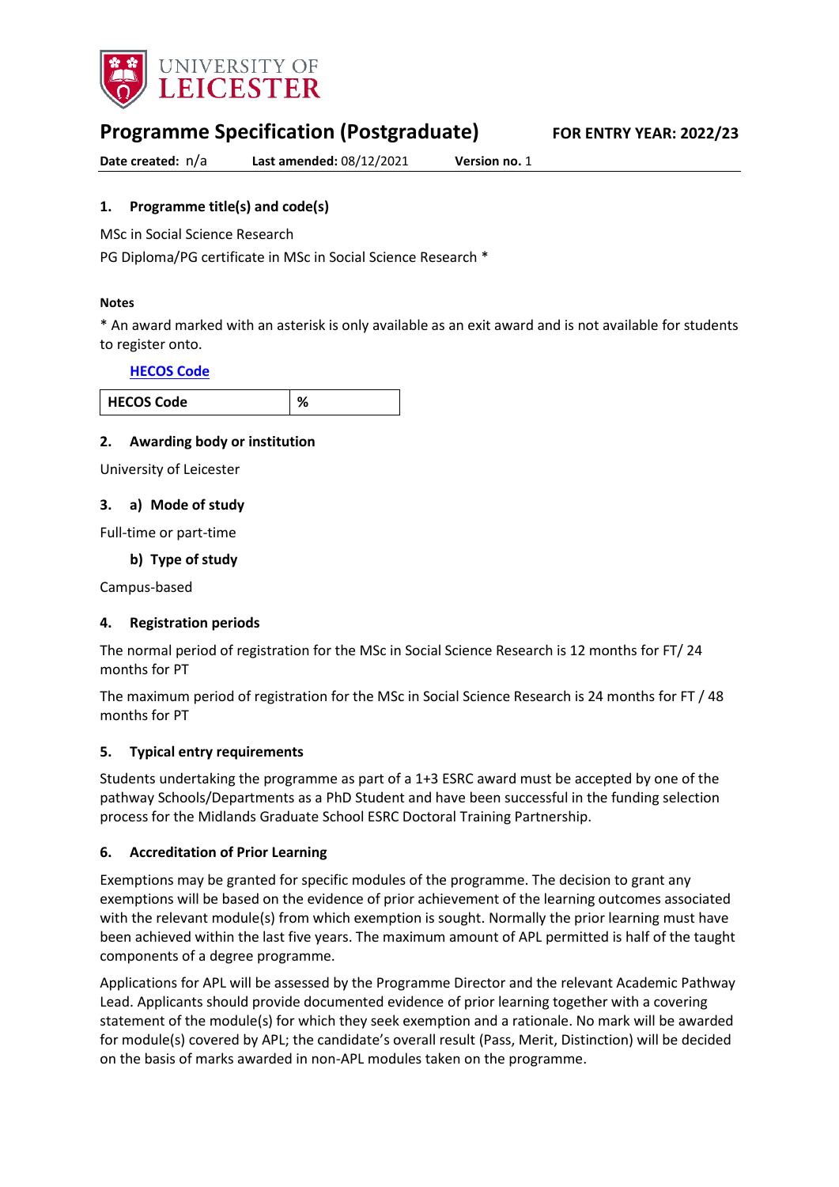UNIVERSITY OF LEICESTER

# Programme Specification (Postgraduate)

**FOR ENTRY YEAR: 2022/23**

**Date created:** n/a **Last amended:** 08/12/2021 **Version no.** 1

## 1. Programme title(s) and code(s)

MSc in Social Science Research

PG Diploma/PG certificate in MSc in Social Science Research *

**Notes**

* An award marked with an asterisk is only available as an exit award and is not available for students to register onto.

**HECOS Code**

| HECOS Code | % |
|---|---|

## 2. Awarding body or institution

University of Leicester

## 3. a) Mode of study

Full-time or part-time

### b) Type of study

Campus-based

## 4. Registration periods

The normal period of registration for the MSc in Social Science Research is 12 months for FT/ 24 months for PT

The maximum period of registration for the MSc in Social Science Research is 24 months for FT / 48 months for PT

## 5. Typical entry requirements

Students undertaking the programme as part of a 1+3 ESRC award must be accepted by one of the pathway Schools/Departments as a PhD Student and have been successful in the funding selection process for the Midlands Graduate School ESRC Doctoral Training Partnership.

## 6. Accreditation of Prior Learning

Exemptions may be granted for specific modules of the programme. The decision to grant any exemptions will be based on the evidence of prior achievement of the learning outcomes associated with the relevant module(s) from which exemption is sought. Normally the prior learning must have been achieved within the last five years. The maximum amount of APL permitted is half of the taught components of a degree programme.

Applications for APL will be assessed by the Programme Director and the relevant Academic Pathway Lead. Applicants should provide documented evidence of prior learning together with a covering statement of the module(s) for which they seek exemption and a rationale. No mark will be awarded for module(s) covered by APL; the candidate's overall result (Pass, Merit, Distinction) will be decided on the basis of marks awarded in non-APL modules taken on the programme.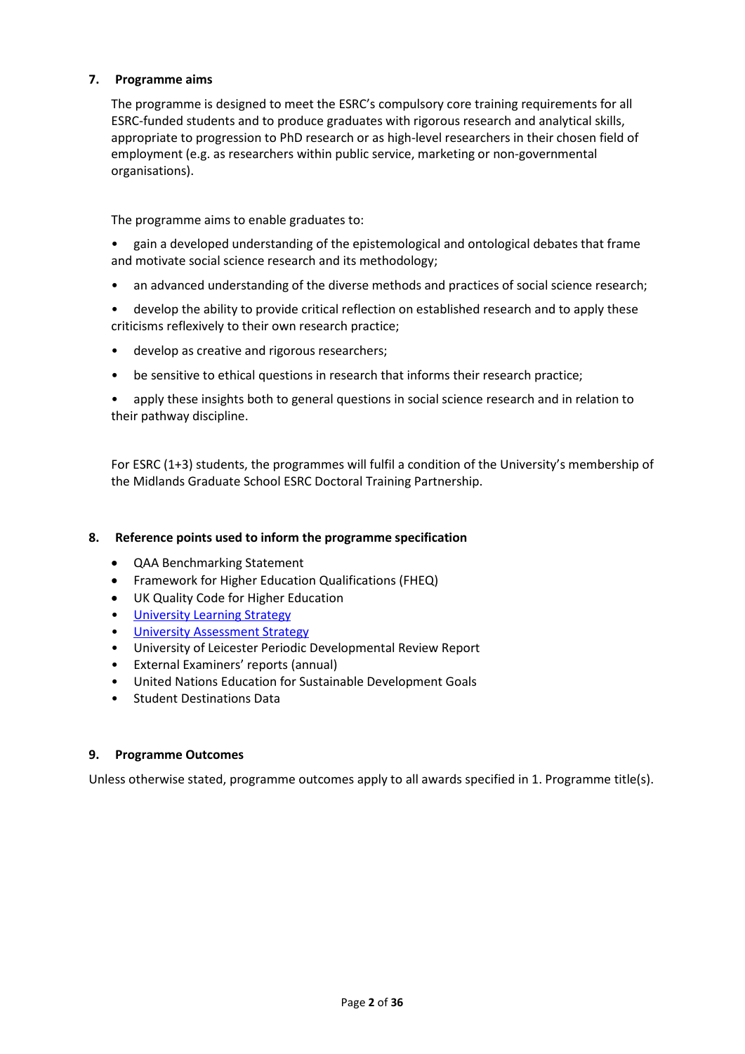## 7. Programme aims

The programme is designed to meet the ESRC's compulsory core training requirements for all ESRC-funded students and to produce graduates with rigorous research and analytical skills, appropriate to progression to PhD research or as high-level researchers in their chosen field of employment (e.g. as researchers within public service, marketing or non-governmental organisations).

The programme aims to enable graduates to:

- gain a developed understanding of the epistemological and ontological debates that frame and motivate social science research and its methodology;
- an advanced understanding of the diverse methods and practices of social science research;
- develop the ability to provide critical reflection on established research and to apply these criticisms reflexively to their own research practice;
- develop as creative and rigorous researchers;
- be sensitive to ethical questions in research that informs their research practice;
- apply these insights both to general questions in social science research and in relation to their pathway discipline.

For ESRC (1+3) students, the programmes will fulfil a condition of the University's membership of the Midlands Graduate School ESRC Doctoral Training Partnership.

## 8. Reference points used to inform the programme specification

- QAA Benchmarking Statement
- Framework for Higher Education Qualifications (FHEQ)
- UK Quality Code for Higher Education
- University Learning Strategy
- University Assessment Strategy
- University of Leicester Periodic Developmental Review Report
- External Examiners' reports (annual)
- United Nations Education for Sustainable Development Goals
- Student Destinations Data

## 9. Programme Outcomes

Unless otherwise stated, programme outcomes apply to all awards specified in 1. Programme title(s).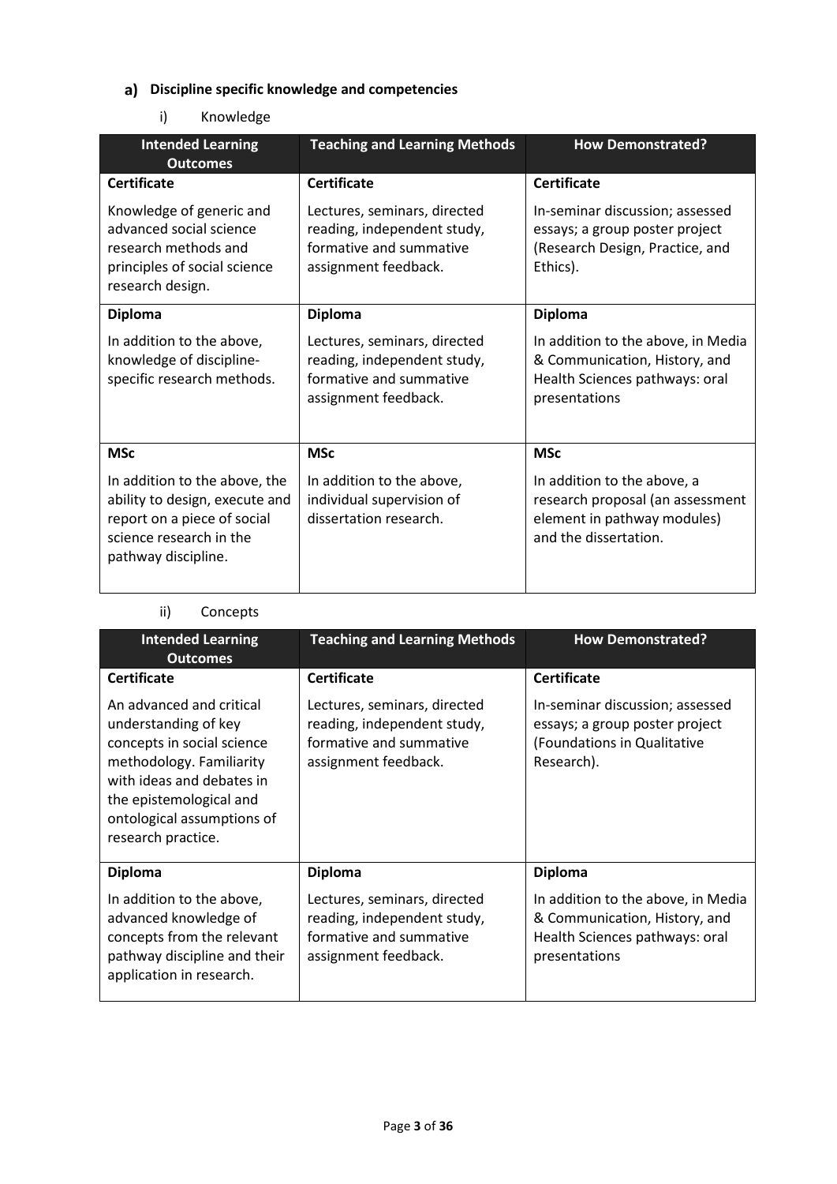## a) Discipline specific knowledge and competencies

### i) Knowledge

| Intended Learning Outcomes | Teaching and Learning Methods | How Demonstrated? |
|---|---|---|
| **Certificate** | **Certificate** | **Certificate** |
| Knowledge of generic and advanced social science research methods and principles of social science research design. | Lectures, seminars, directed reading, independent study, formative and summative assignment feedback. | In-seminar discussion; assessed essays; a group poster project (Research Design, Practice, and Ethics). |
| **Diploma** | **Diploma** | **Diploma** |
| In addition to the above, knowledge of discipline-specific research methods. | Lectures, seminars, directed reading, independent study, formative and summative assignment feedback. | In addition to the above, in Media & Communication, History, and Health Sciences pathways: oral presentations |
| **MSc** | **MSc** | **MSc** |
| In addition to the above, the ability to design, execute and report on a piece of social science research in the pathway discipline. | In addition to the above, individual supervision of dissertation research. | In addition to the above, a research proposal (an assessment element in pathway modules) and the dissertation. |

### ii) Concepts

| Intended Learning Outcomes | Teaching and Learning Methods | How Demonstrated? |
|---|---|---|
| **Certificate** | **Certificate** | **Certificate** |
| An advanced and critical understanding of key concepts in social science methodology. Familiarity with ideas and debates in the epistemological and ontological assumptions of research practice. | Lectures, seminars, directed reading, independent study, formative and summative assignment feedback. | In-seminar discussion; assessed essays; a group poster project (Foundations in Qualitative Research). |
| **Diploma** | **Diploma** | **Diploma** |
| In addition to the above, advanced knowledge of concepts from the relevant pathway discipline and their application in research. | Lectures, seminars, directed reading, independent study, formative and summative assignment feedback. | In addition to the above, in Media & Communication, History, and Health Sciences pathways: oral presentations |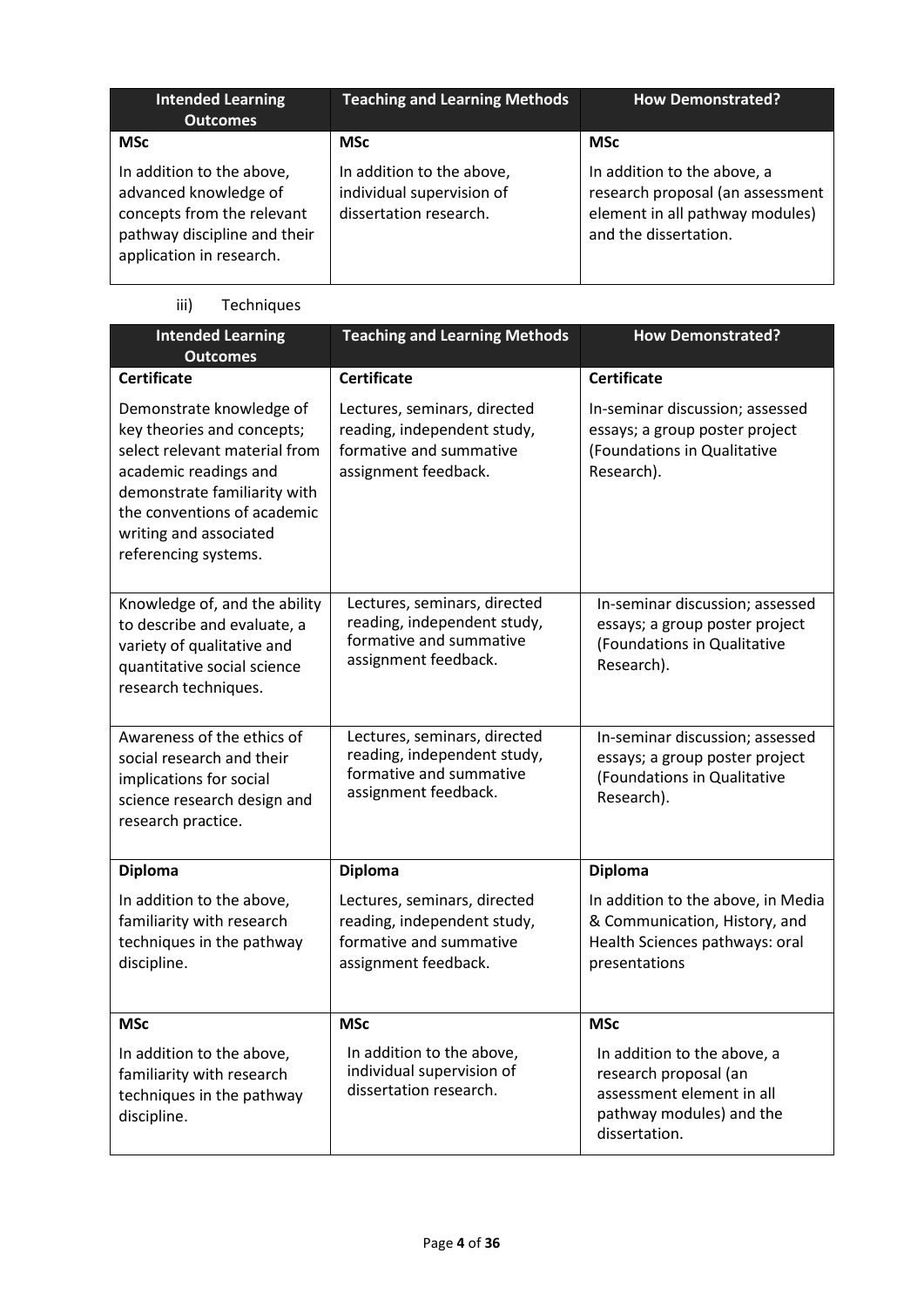| Intended Learning Outcomes | Teaching and Learning Methods | How Demonstrated? |
|---|---|---|
| **MSc** | **MSc** | **MSc** |
| In addition to the above, advanced knowledge of concepts from the relevant pathway discipline and their application in research. | In addition to the above, individual supervision of dissertation research. | In addition to the above, a research proposal (an assessment element in all pathway modules) and the dissertation. |

iii) Techniques

| Intended Learning Outcomes | Teaching and Learning Methods | How Demonstrated? |
|---|---|---|
| **Certificate** | **Certificate** | **Certificate** |
| Demonstrate knowledge of key theories and concepts; select relevant material from academic readings and demonstrate familiarity with the conventions of academic writing and associated referencing systems. | Lectures, seminars, directed reading, independent study, formative and summative assignment feedback. | In-seminar discussion; assessed essays; a group poster project (Foundations in Qualitative Research). |
| Knowledge of, and the ability to describe and evaluate, a variety of qualitative and quantitative social science research techniques. | Lectures, seminars, directed reading, independent study, formative and summative assignment feedback. | In-seminar discussion; assessed essays; a group poster project (Foundations in Qualitative Research). |
| Awareness of the ethics of social research and their implications for social science research design and research practice. | Lectures, seminars, directed reading, independent study, formative and summative assignment feedback. | In-seminar discussion; assessed essays; a group poster project (Foundations in Qualitative Research). |
| **Diploma** | **Diploma** | **Diploma** |
| In addition to the above, familiarity with research techniques in the pathway discipline. | Lectures, seminars, directed reading, independent study, formative and summative assignment feedback. | In addition to the above, in Media & Communication, History, and Health Sciences pathways: oral presentations |
| **MSc** | **MSc** | **MSc** |
| In addition to the above, familiarity with research techniques in the pathway discipline. | In addition to the above, individual supervision of dissertation research. | In addition to the above, a research proposal (an assessment element in all pathway modules) and the dissertation. |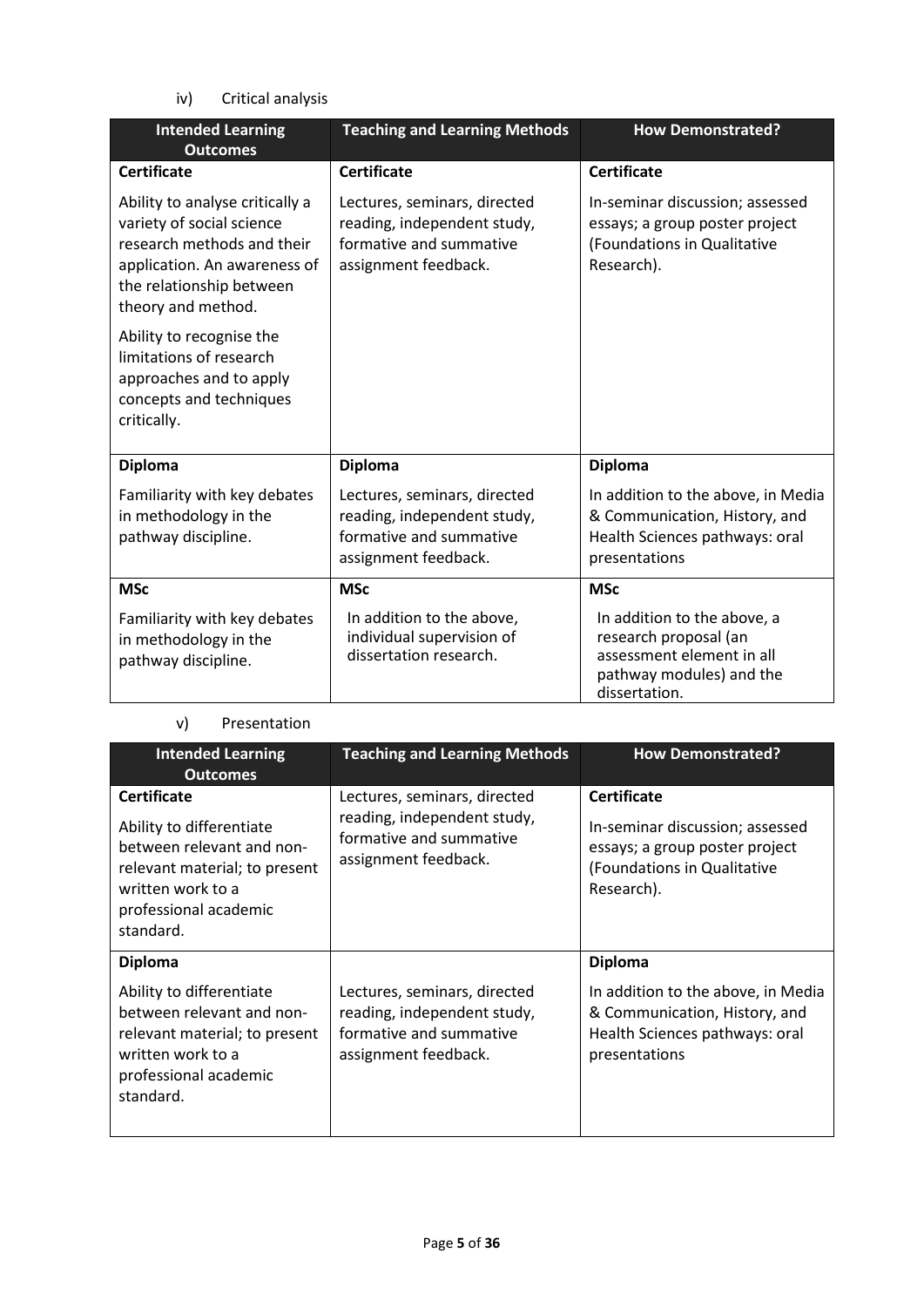iv) Critical analysis

| Intended Learning Outcomes | Teaching and Learning Methods | How Demonstrated? |
|---|---|---|
| **Certificate** | **Certificate** | **Certificate** |
| Ability to analyse critically a variety of social science research methods and their application. An awareness of the relationship between theory and method.<br><br>Ability to recognise the limitations of research approaches and to apply concepts and techniques critically. | Lectures, seminars, directed reading, independent study, formative and summative assignment feedback. | In-seminar discussion; assessed essays; a group poster project (Foundations in Qualitative Research). |
| **Diploma** | **Diploma** | **Diploma** |
| Familiarity with key debates in methodology in the pathway discipline. | Lectures, seminars, directed reading, independent study, formative and summative assignment feedback. | In addition to the above, in Media & Communication, History, and Health Sciences pathways: oral presentations |
| **MSc** | **MSc** | **MSc** |
| Familiarity with key debates in methodology in the pathway discipline. | In addition to the above, individual supervision of dissertation research. | In addition to the above, a research proposal (an assessment element in all pathway modules) and the dissertation. |

v) Presentation

| Intended Learning Outcomes | Teaching and Learning Methods | How Demonstrated? |
|---|---|---|
| **Certificate**<br><br>Ability to differentiate between relevant and non-relevant material; to present written work to a professional academic standard. | Lectures, seminars, directed reading, independent study, formative and summative assignment feedback. | **Certificate**<br><br>In-seminar discussion; assessed essays; a group poster project (Foundations in Qualitative Research). |
| **Diploma**<br><br>Ability to differentiate between relevant and non-relevant material; to present written work to a professional academic standard. | Lectures, seminars, directed reading, independent study, formative and summative assignment feedback. | **Diploma**<br><br>In addition to the above, in Media & Communication, History, and Health Sciences pathways: oral presentations |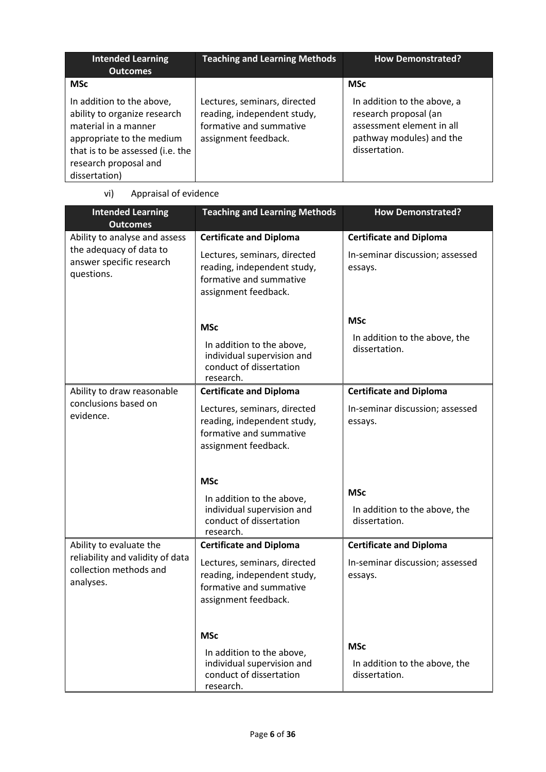| Intended Learning Outcomes | Teaching and Learning Methods | How Demonstrated? |
|---|---|---|
| **MSc**<br>In addition to the above, ability to organize research material in a manner appropriate to the medium that is to be assessed (i.e. the research proposal and dissertation) | Lectures, seminars, directed reading, independent study, formative and summative assignment feedback. | **MSc**<br>In addition to the above, a research proposal (an assessment element in all pathway modules) and the dissertation. |

vi) Appraisal of evidence

| Intended Learning Outcomes | Teaching and Learning Methods | How Demonstrated? |
|---|---|---|
| Ability to analyse and assess the adequacy of data to answer specific research questions. | **Certificate and Diploma**<br>Lectures, seminars, directed reading, independent study, formative and summative assignment feedback.<br>**MSc**<br>In addition to the above, individual supervision and conduct of dissertation research. | **Certificate and Diploma**<br>In-seminar discussion; assessed essays.<br>**MSc**<br>In addition to the above, the dissertation. |
| Ability to draw reasonable conclusions based on evidence. | **Certificate and Diploma**<br>Lectures, seminars, directed reading, independent study, formative and summative assignment feedback.<br>**MSc**<br>In addition to the above, individual supervision and conduct of dissertation research. | **Certificate and Diploma**<br>In-seminar discussion; assessed essays.<br>**MSc**<br>In addition to the above, the dissertation. |
| Ability to evaluate the reliability and validity of data collection methods and analyses. | **Certificate and Diploma**<br>Lectures, seminars, directed reading, independent study, formative and summative assignment feedback.<br>**MSc**<br>In addition to the above, individual supervision and conduct of dissertation research. | **Certificate and Diploma**<br>In-seminar discussion; assessed essays.<br>**MSc**<br>In addition to the above, the dissertation. |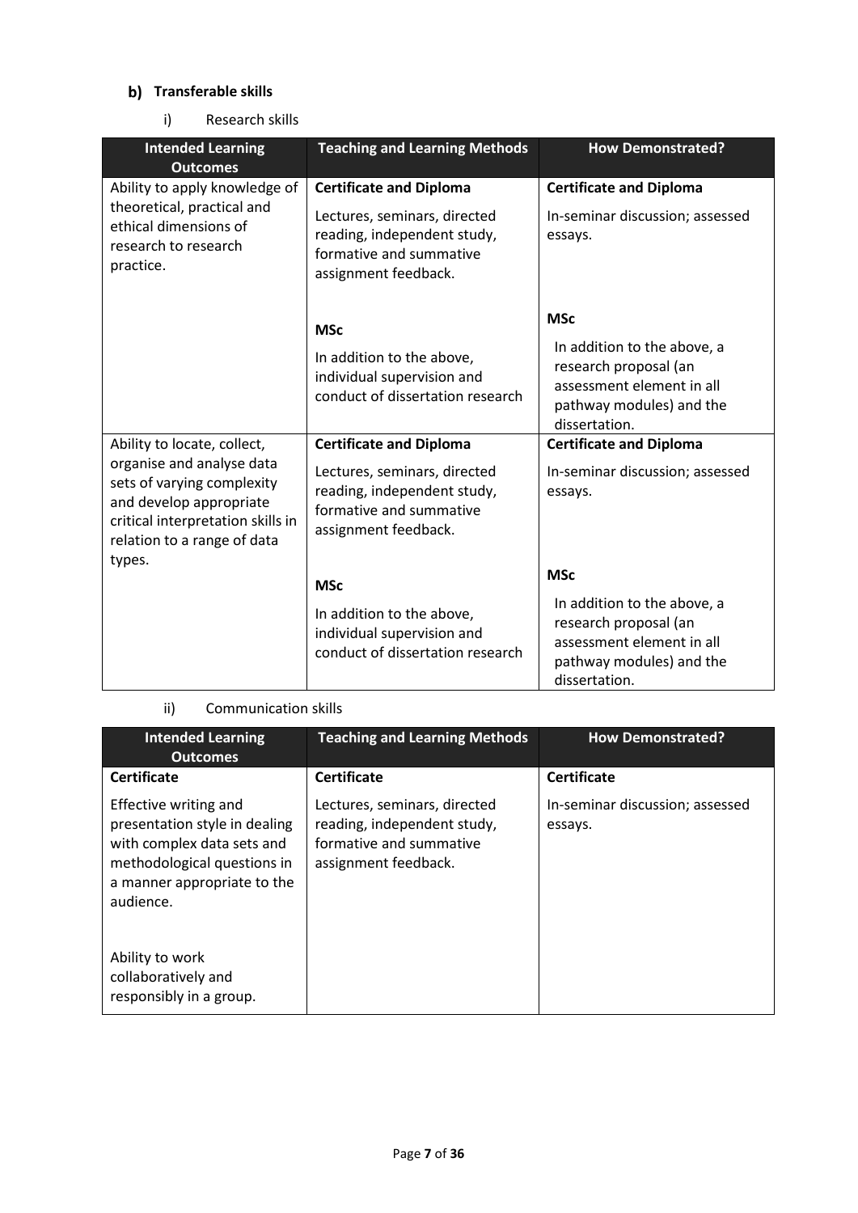## b) Transferable skills

i) Research skills

| Intended Learning Outcomes | Teaching and Learning Methods | How Demonstrated? |
|---|---|---|
| Ability to apply knowledge of theoretical, practical and ethical dimensions of research to research practice. | **Certificate and Diploma**<br><br>Lectures, seminars, directed reading, independent study, formative and summative assignment feedback.<br><br>**MSc**<br><br>In addition to the above, individual supervision and conduct of dissertation research | **Certificate and Diploma**<br><br>In-seminar discussion; assessed essays.<br><br>**MSc**<br><br>In addition to the above, a research proposal (an assessment element in all pathway modules) and the dissertation. |
| Ability to locate, collect, organise and analyse data sets of varying complexity and develop appropriate critical interpretation skills in relation to a range of data types. | **Certificate and Diploma**<br><br>Lectures, seminars, directed reading, independent study, formative and summative assignment feedback.<br><br>**MSc**<br><br>In addition to the above, individual supervision and conduct of dissertation research | **Certificate and Diploma**<br><br>In-seminar discussion; assessed essays.<br><br>**MSc**<br><br>In addition to the above, a research proposal (an assessment element in all pathway modules) and the dissertation. |

ii) Communication skills

| Intended Learning Outcomes | Teaching and Learning Methods | How Demonstrated? |
|---|---|---|
| **Certificate**<br><br>Effective writing and presentation style in dealing with complex data sets and methodological questions in a manner appropriate to the audience.<br><br>Ability to work collaboratively and responsibly in a group. | **Certificate**<br><br>Lectures, seminars, directed reading, independent study, formative and summative assignment feedback. | **Certificate**<br><br>In-seminar discussion; assessed essays. |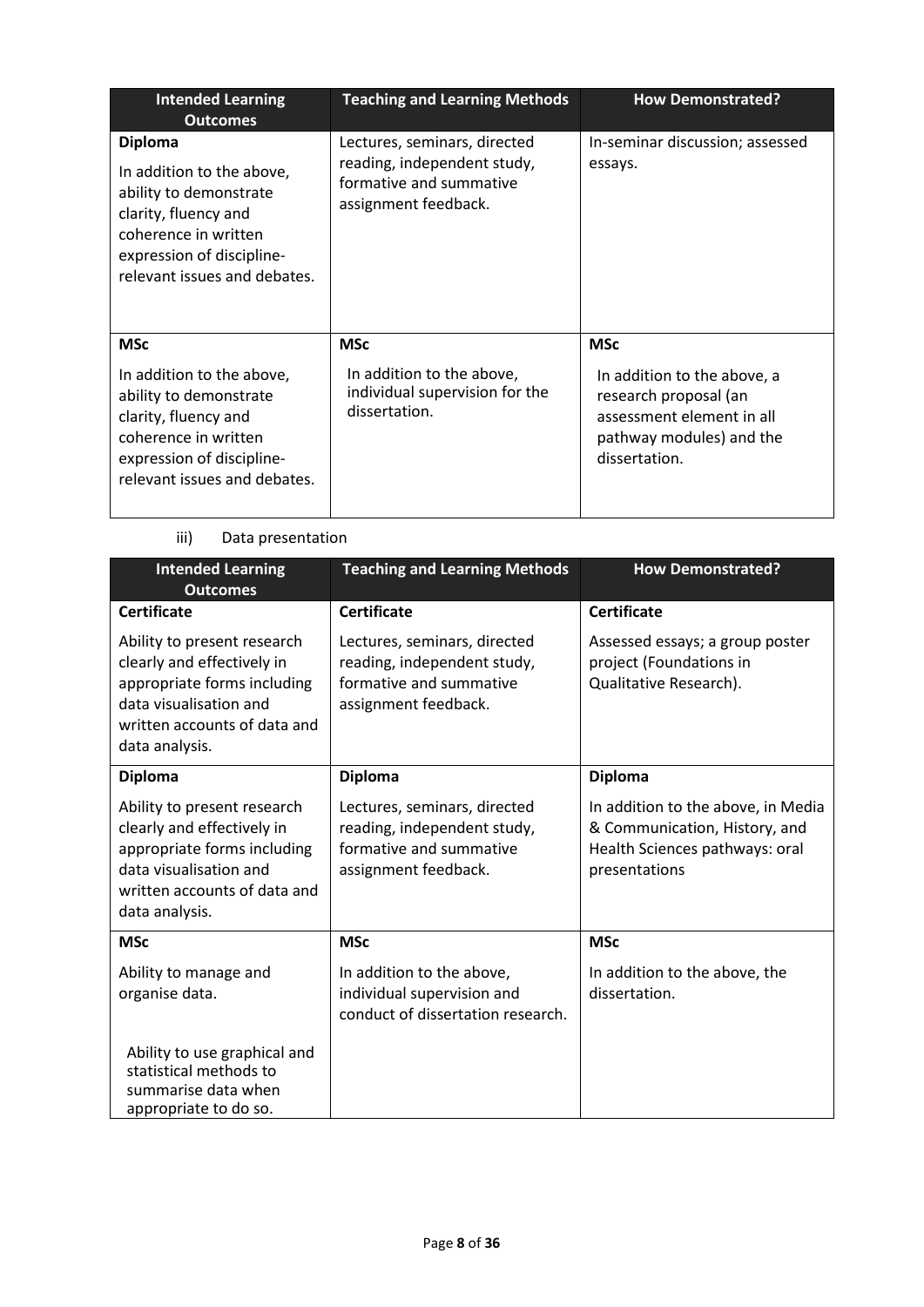| Intended Learning Outcomes | Teaching and Learning Methods | How Demonstrated? |
| --- | --- | --- |
| **Diploma**<br><br>In addition to the above, ability to demonstrate clarity, fluency and coherence in written expression of discipline-relevant issues and debates. | Lectures, seminars, directed reading, independent study, formative and summative assignment feedback. | In-seminar discussion; assessed essays. |
| **MSc**<br><br>In addition to the above, ability to demonstrate clarity, fluency and coherence in written expression of discipline-relevant issues and debates. | **MSc**<br><br>In addition to the above, individual supervision for the dissertation. | **MSc**<br><br>In addition to the above, a research proposal (an assessment element in all pathway modules) and the dissertation. |

iii) Data presentation

| Intended Learning Outcomes | Teaching and Learning Methods | How Demonstrated? |
| --- | --- | --- |
| **Certificate**<br><br>Ability to present research clearly and effectively in appropriate forms including data visualisation and written accounts of data and data analysis. | **Certificate**<br><br>Lectures, seminars, directed reading, independent study, formative and summative assignment feedback. | **Certificate**<br><br>Assessed essays; a group poster project (Foundations in Qualitative Research). |
| **Diploma**<br><br>Ability to present research clearly and effectively in appropriate forms including data visualisation and written accounts of data and data analysis. | **Diploma**<br><br>Lectures, seminars, directed reading, independent study, formative and summative assignment feedback. | **Diploma**<br><br>In addition to the above, in Media & Communication, History, and Health Sciences pathways: oral presentations |
| **MSc**<br><br>Ability to manage and organise data.<br><br>Ability to use graphical and statistical methods to summarise data when appropriate to do so. | **MSc**<br><br>In addition to the above, individual supervision and conduct of dissertation research. | **MSc**<br><br>In addition to the above, the dissertation. |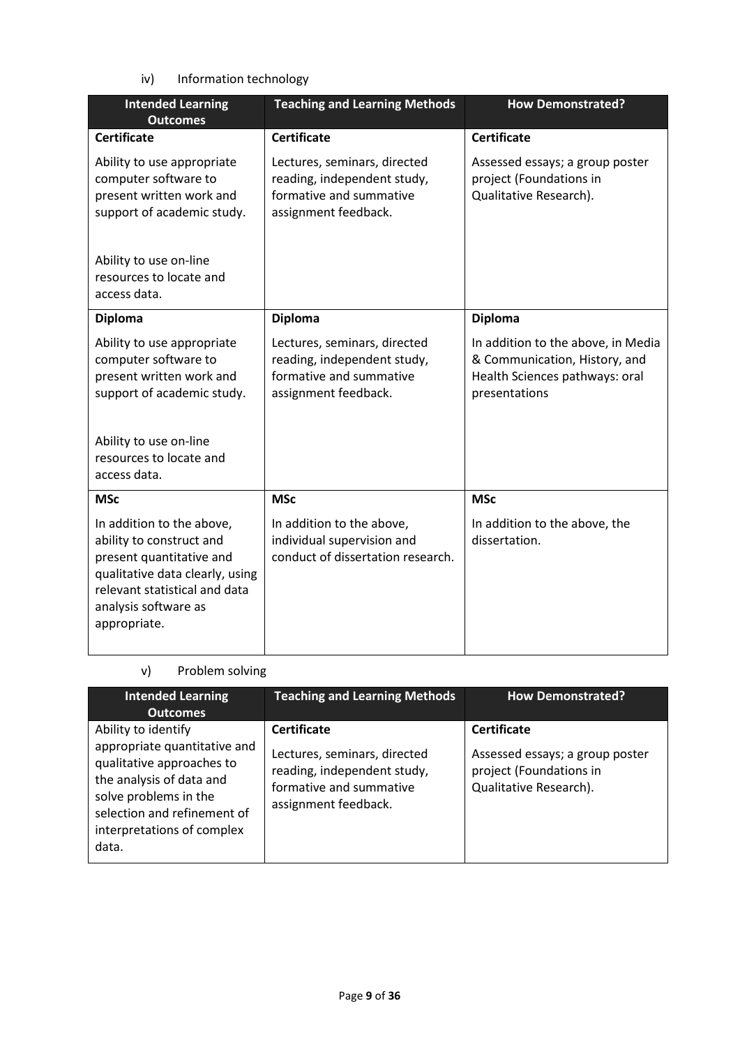iv) Information technology

| Intended Learning Outcomes | Teaching and Learning Methods | How Demonstrated? |
|---|---|---|
| **Certificate**<br><br>Ability to use appropriate computer software to present written work and support of academic study.<br><br>Ability to use on-line resources to locate and access data. | **Certificate**<br><br>Lectures, seminars, directed reading, independent study, formative and summative assignment feedback. | **Certificate**<br><br>Assessed essays; a group poster project (Foundations in Qualitative Research). |
| **Diploma**<br><br>Ability to use appropriate computer software to present written work and support of academic study.<br><br>Ability to use on-line resources to locate and access data. | **Diploma**<br><br>Lectures, seminars, directed reading, independent study, formative and summative assignment feedback. | **Diploma**<br><br>In addition to the above, in Media & Communication, History, and Health Sciences pathways: oral presentations |
| **MSc**<br><br>In addition to the above, ability to construct and present quantitative and qualitative data clearly, using relevant statistical and data analysis software as appropriate. | **MSc**<br><br>In addition to the above, individual supervision and conduct of dissertation research. | **MSc**<br><br>In addition to the above, the dissertation. |

v) Problem solving

| Intended Learning Outcomes | Teaching and Learning Methods | How Demonstrated? |
|---|---|---|
| Ability to identify appropriate quantitative and qualitative approaches to the analysis of data and solve problems in the selection and refinement of interpretations of complex data. | **Certificate**<br><br>Lectures, seminars, directed reading, independent study, formative and summative assignment feedback. | **Certificate**<br><br>Assessed essays; a group poster project (Foundations in Qualitative Research). |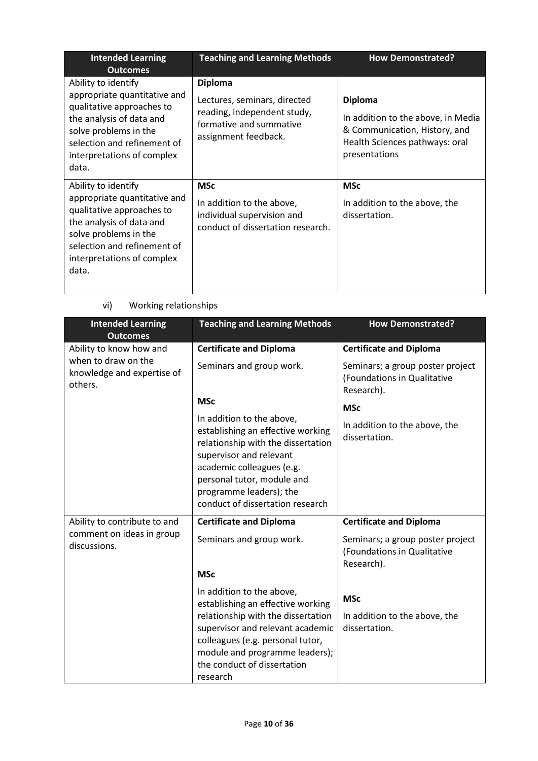| Intended Learning Outcomes | Teaching and Learning Methods | How Demonstrated? |
|---|---|---|
| Ability to identify appropriate quantitative and qualitative approaches to the analysis of data and solve problems in the selection and refinement of interpretations of complex data. | **Diploma**<br><br>Lectures, seminars, directed reading, independent study, formative and summative assignment feedback. | **Diploma**<br><br>In addition to the above, in Media & Communication, History, and Health Sciences pathways: oral presentations |
| Ability to identify appropriate quantitative and qualitative approaches to the analysis of data and solve problems in the selection and refinement of interpretations of complex data. | **MSc**<br><br>In addition to the above, individual supervision and conduct of dissertation research. | **MSc**<br><br>In addition to the above, the dissertation. |

vi) Working relationships

| Intended Learning Outcomes | Teaching and Learning Methods | How Demonstrated? |
|---|---|---|
| Ability to know how and when to draw on the knowledge and expertise of others. | **Certificate and Diploma**<br><br>Seminars and group work.<br><br>**MSc**<br><br>In addition to the above, establishing an effective working relationship with the dissertation supervisor and relevant academic colleagues (e.g. personal tutor, module and programme leaders); the conduct of dissertation research | **Certificate and Diploma**<br><br>Seminars; a group poster project (Foundations in Qualitative Research).<br><br>**MSc**<br><br>In addition to the above, the dissertation. |
| Ability to contribute to and comment on ideas in group discussions. | **Certificate and Diploma**<br><br>Seminars and group work.<br><br>**MSc**<br><br>In addition to the above, establishing an effective working relationship with the dissertation supervisor and relevant academic colleagues (e.g. personal tutor, module and programme leaders); the conduct of dissertation research | **Certificate and Diploma**<br><br>Seminars; a group poster project (Foundations in Qualitative Research).<br><br>**MSc**<br><br>In addition to the above, the dissertation. |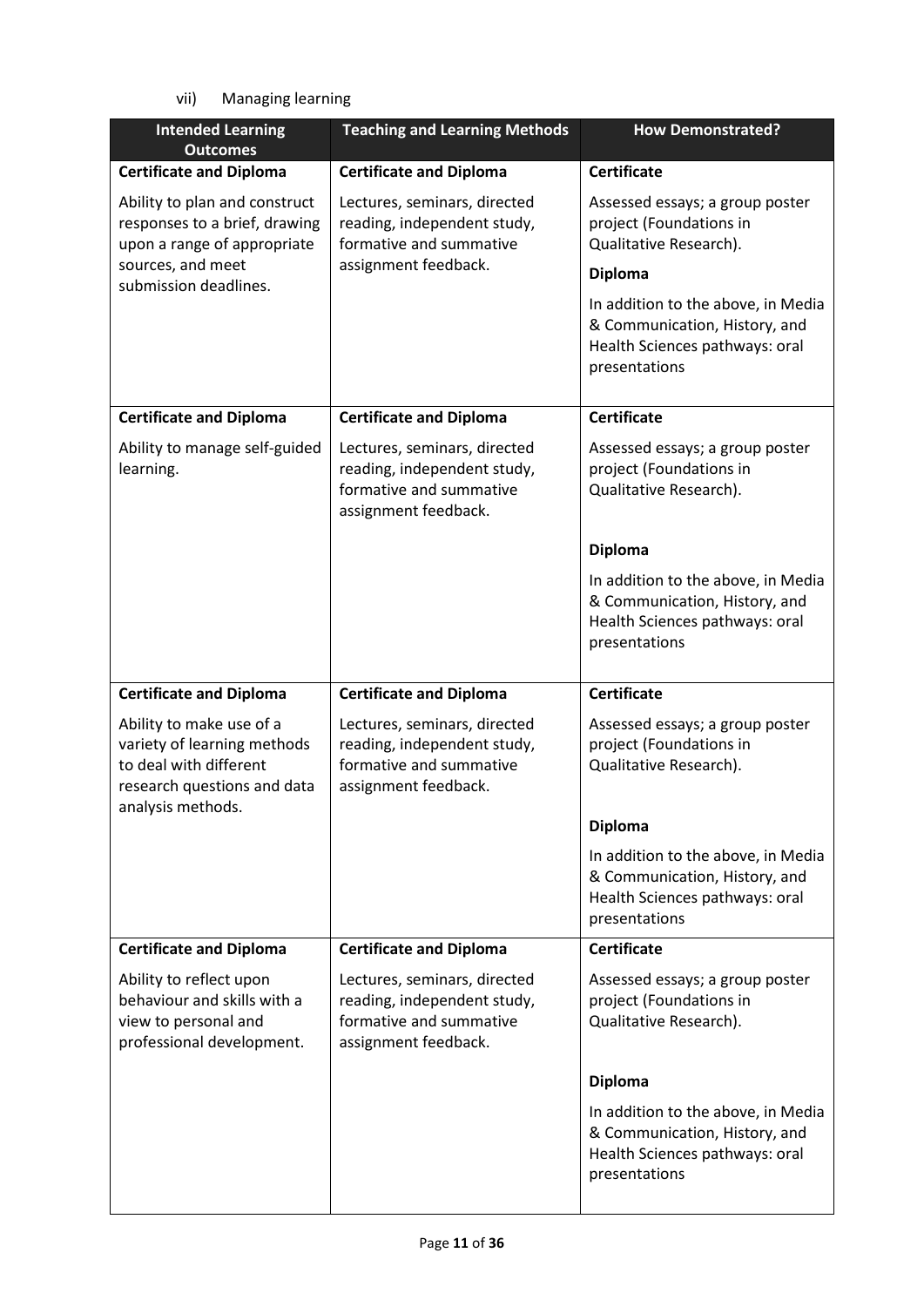vii) Managing learning

| Intended Learning Outcomes | Teaching and Learning Methods | How Demonstrated? |
|---|---|---|
| **Certificate and Diploma**<br><br>Ability to plan and construct responses to a brief, drawing upon a range of appropriate sources, and meet submission deadlines. | **Certificate and Diploma**<br><br>Lectures, seminars, directed reading, independent study, formative and summative assignment feedback. | **Certificate**<br><br>Assessed essays; a group poster project (Foundations in Qualitative Research).<br><br>**Diploma**<br><br>In addition to the above, in Media & Communication, History, and Health Sciences pathways: oral presentations |
| **Certificate and Diploma**<br><br>Ability to manage self-guided learning. | **Certificate and Diploma**<br><br>Lectures, seminars, directed reading, independent study, formative and summative assignment feedback. | **Certificate**<br><br>Assessed essays; a group poster project (Foundations in Qualitative Research).<br><br>**Diploma**<br><br>In addition to the above, in Media & Communication, History, and Health Sciences pathways: oral presentations |
| **Certificate and Diploma**<br><br>Ability to make use of a variety of learning methods to deal with different research questions and data analysis methods. | **Certificate and Diploma**<br><br>Lectures, seminars, directed reading, independent study, formative and summative assignment feedback. | **Certificate**<br><br>Assessed essays; a group poster project (Foundations in Qualitative Research).<br><br>**Diploma**<br><br>In addition to the above, in Media & Communication, History, and Health Sciences pathways: oral presentations |
| **Certificate and Diploma**<br><br>Ability to reflect upon behaviour and skills with a view to personal and professional development. | **Certificate and Diploma**<br><br>Lectures, seminars, directed reading, independent study, formative and summative assignment feedback. | **Certificate**<br><br>Assessed essays; a group poster project (Foundations in Qualitative Research).<br><br>**Diploma**<br><br>In addition to the above, in Media & Communication, History, and Health Sciences pathways: oral presentations |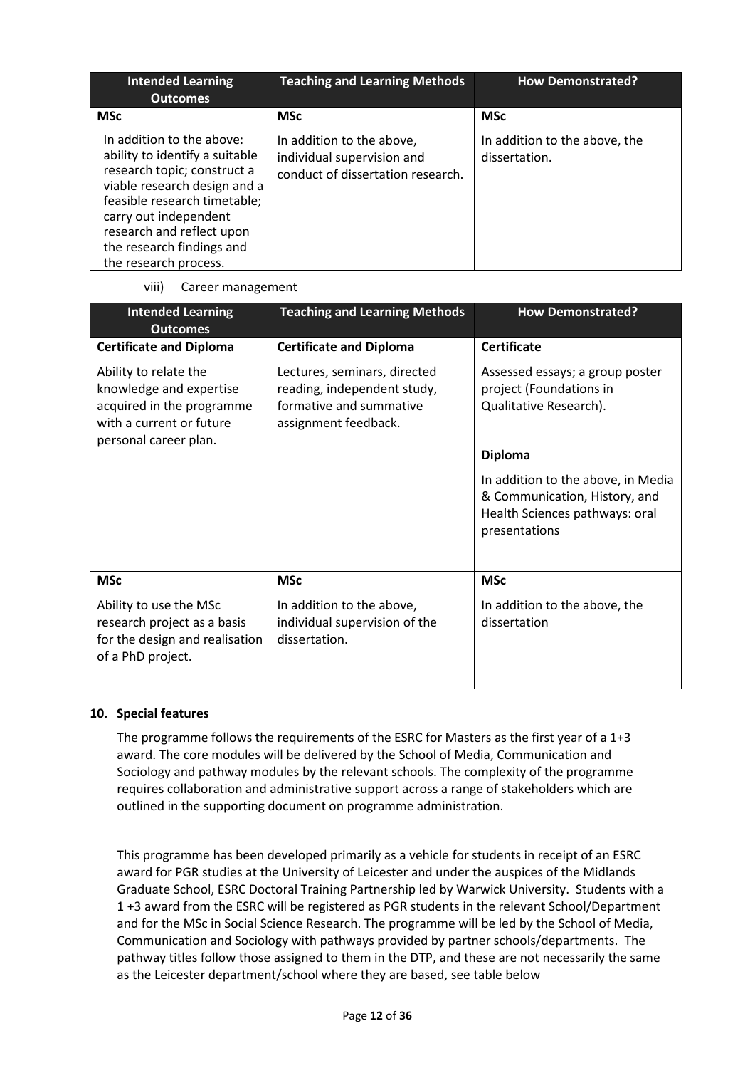| Intended Learning Outcomes | Teaching and Learning Methods | How Demonstrated? |
|---|---|---|
| **MSc** | **MSc** | **MSc** |
| In addition to the above: ability to identify a suitable research topic; construct a viable research design and a feasible research timetable; carry out independent research and reflect upon the research findings and the research process. | In addition to the above, individual supervision and conduct of dissertation research. | In addition to the above, the dissertation. |

viii) Career management

| Intended Learning Outcomes | Teaching and Learning Methods | How Demonstrated? |
|---|---|---|
| **Certificate and Diploma** | **Certificate and Diploma** | **Certificate** |
| Ability to relate the knowledge and expertise acquired in the programme with a current or future personal career plan. | Lectures, seminars, directed reading, independent study, formative and summative assignment feedback. | Assessed essays; a group poster project (Foundations in Qualitative Research).<br><br>**Diploma**<br><br>In addition to the above, in Media & Communication, History, and Health Sciences pathways: oral presentations |
| **MSc** | **MSc** | **MSc** |
| Ability to use the MSc research project as a basis for the design and realisation of a PhD project. | In addition to the above, individual supervision of the dissertation. | In addition to the above, the dissertation |

## 10. Special features

The programme follows the requirements of the ESRC for Masters as the first year of a 1+3 award. The core modules will be delivered by the School of Media, Communication and Sociology and pathway modules by the relevant schools. The complexity of the programme requires collaboration and administrative support across a range of stakeholders which are outlined in the supporting document on programme administration.

This programme has been developed primarily as a vehicle for students in receipt of an ESRC award for PGR studies at the University of Leicester and under the auspices of the Midlands Graduate School, ESRC Doctoral Training Partnership led by Warwick University. Students with a 1 +3 award from the ESRC will be registered as PGR students in the relevant School/Department and for the MSc in Social Science Research. The programme will be led by the School of Media, Communication and Sociology with pathways provided by partner schools/departments. The pathway titles follow those assigned to them in the DTP, and these are not necessarily the same as the Leicester department/school where they are based, see table below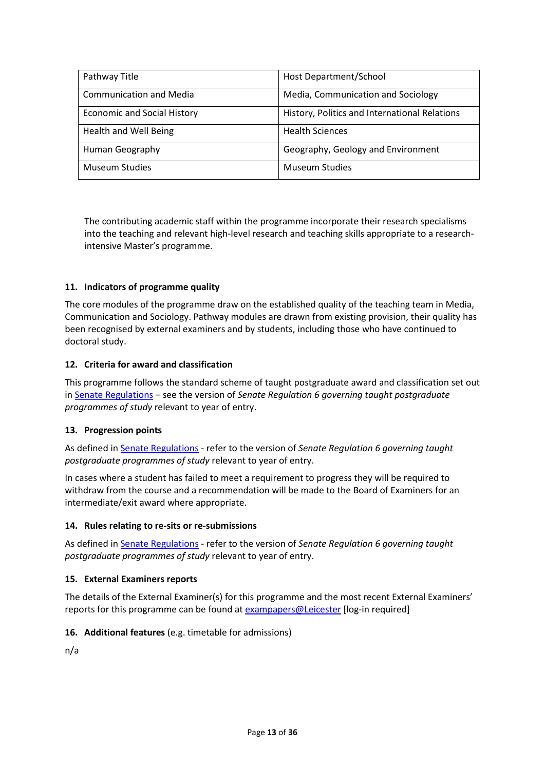| Pathway Title | Host Department/School |
|---|---|
| Communication and Media | Media, Communication and Sociology |
| Economic and Social History | History, Politics and International Relations |
| Health and Well Being | Health Sciences |
| Human Geography | Geography, Geology and Environment |
| Museum Studies | Museum Studies |

The contributing academic staff within the programme incorporate their research specialisms into the teaching and relevant high-level research and teaching skills appropriate to a research-intensive Master's programme.

### 11. Indicators of programme quality

The core modules of the programme draw on the established quality of the teaching team in Media, Communication and Sociology. Pathway modules are drawn from existing provision, their quality has been recognised by external examiners and by students, including those who have continued to doctoral study.

### 12. Criteria for award and classification

This programme follows the standard scheme of taught postgraduate award and classification set out in Senate Regulations – see the version of *Senate Regulation 6 governing taught postgraduate programmes of study* relevant to year of entry.

### 13. Progression points

As defined in Senate Regulations - refer to the version of *Senate Regulation 6 governing taught postgraduate programmes of study* relevant to year of entry.

In cases where a student has failed to meet a requirement to progress they will be required to withdraw from the course and a recommendation will be made to the Board of Examiners for an intermediate/exit award where appropriate.

### 14. Rules relating to re-sits or re-submissions

As defined in Senate Regulations - refer to the version of *Senate Regulation 6 governing taught postgraduate programmes of study* relevant to year of entry.

### 15. External Examiners reports

The details of the External Examiner(s) for this programme and the most recent External Examiners' reports for this programme can be found at exampapers@Leicester [log-in required]

### 16. Additional features (e.g. timetable for admissions)

n/a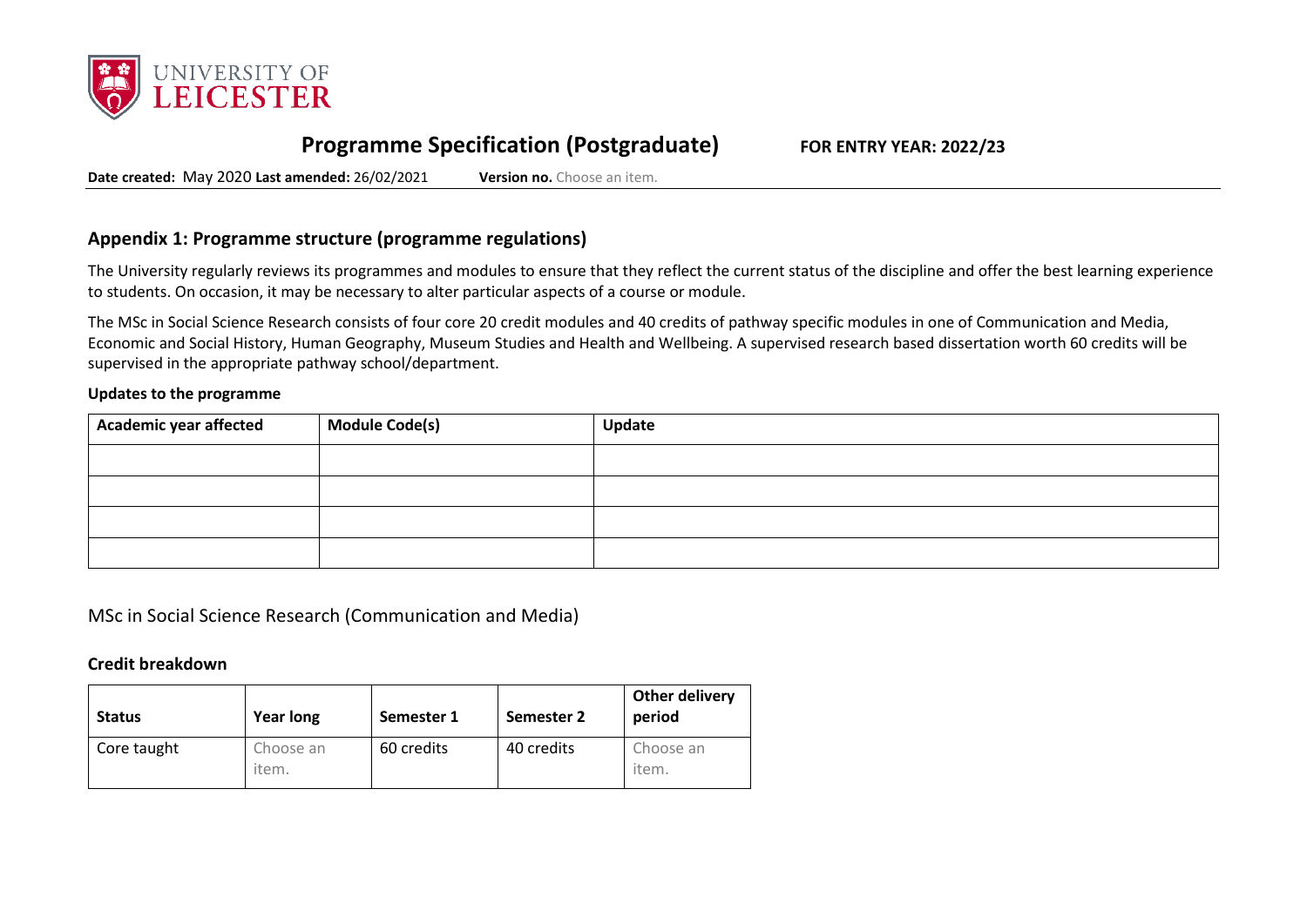# Programme Specification (Postgraduate) FOR ENTRY YEAR: 2022/23

**Date created:** May 2020 **Last amended:** 26/02/2021 **Version no.** Choose an item.

## Appendix 1: Programme structure (programme regulations)

The University regularly reviews its programmes and modules to ensure that they reflect the current status of the discipline and offer the best learning experience to students. On occasion, it may be necessary to alter particular aspects of a course or module.

The MSc in Social Science Research consists of four core 20 credit modules and 40 credits of pathway specific modules in one of Communication and Media, Economic and Social History, Human Geography, Museum Studies and Health and Wellbeing. A supervised research based dissertation worth 60 credits will be supervised in the appropriate pathway school/department.

**Updates to the programme**

| Academic year affected | Module Code(s) | Update |
|---|---|---|
| | | |
| | | |
| | | |
| | | |

MSc in Social Science Research (Communication and Media)

**Credit breakdown**

| Status | Year long | Semester 1 | Semester 2 | Other delivery period |
|---|---|---|---|---|
| Core taught | Choose an item. | 60 credits | 40 credits | Choose an item. |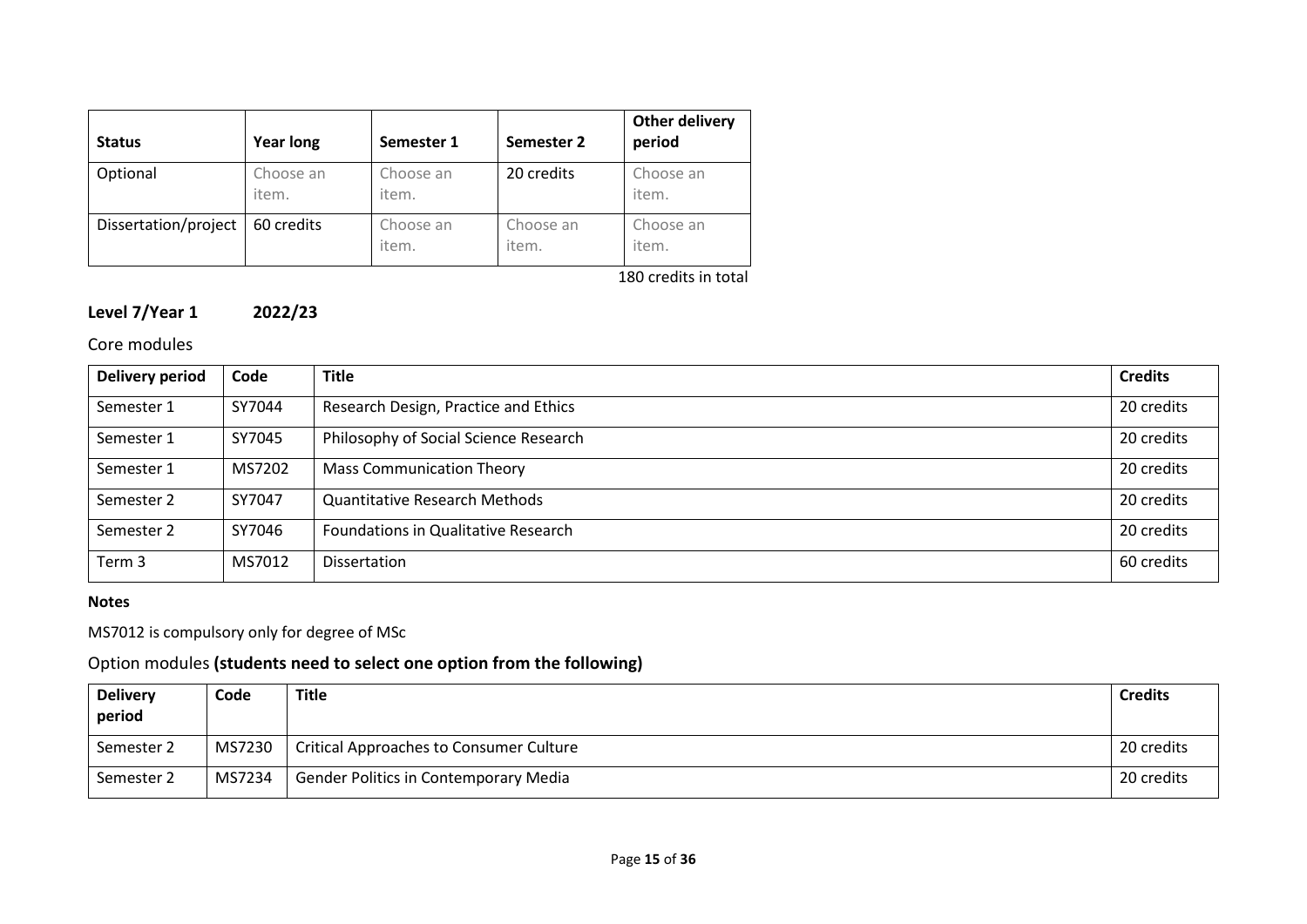| Status | Year long | Semester 1 | Semester 2 | Other delivery period |
|---|---|---|---|---|
| Optional | Choose an item. | Choose an item. | 20 credits | Choose an item. |
| Dissertation/project | 60 credits | Choose an item. | Choose an item. | Choose an item. |

180 credits in total

### Level 7/Year 1 2022/23

Core modules

| Delivery period | Code | Title | Credits |
|---|---|---|---|
| Semester 1 | SY7044 | Research Design, Practice and Ethics | 20 credits |
| Semester 1 | SY7045 | Philosophy of Social Science Research | 20 credits |
| Semester 1 | MS7202 | Mass Communication Theory | 20 credits |
| Semester 2 | SY7047 | Quantitative Research Methods | 20 credits |
| Semester 2 | SY7046 | Foundations in Qualitative Research | 20 credits |
| Term 3 | MS7012 | Dissertation | 60 credits |

**Notes**

MS7012 is compulsory only for degree of MSc

Option modules **(students need to select one option from the following)**

| Delivery period | Code | Title | Credits |
|---|---|---|---|
| Semester 2 | MS7230 | Critical Approaches to Consumer Culture | 20 credits |
| Semester 2 | MS7234 | Gender Politics in Contemporary Media | 20 credits |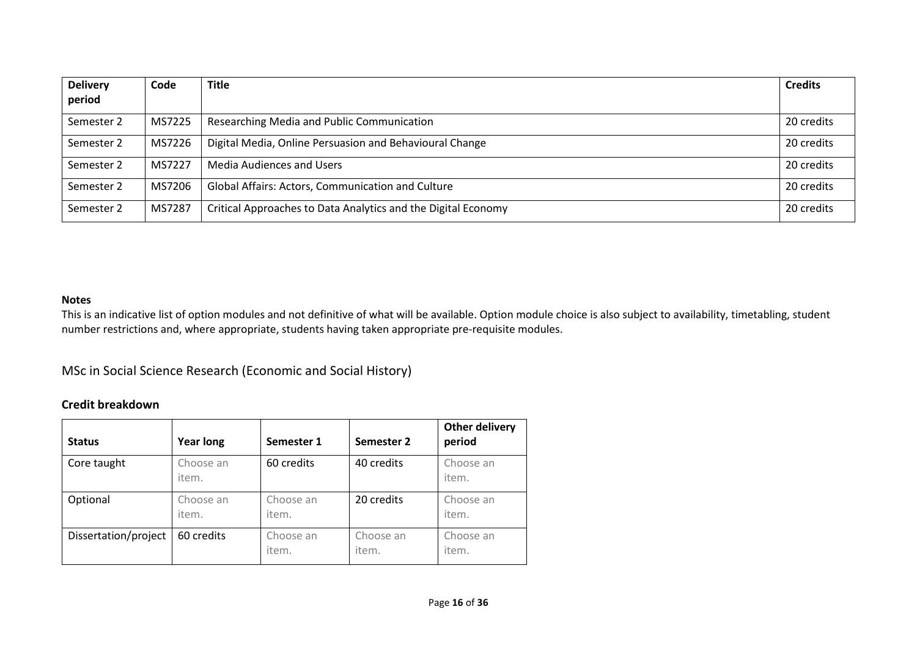| Delivery period | Code | Title | Credits |
|---|---|---|---|
| Semester 2 | MS7225 | Researching Media and Public Communication | 20 credits |
| Semester 2 | MS7226 | Digital Media, Online Persuasion and Behavioural Change | 20 credits |
| Semester 2 | MS7227 | Media Audiences and Users | 20 credits |
| Semester 2 | MS7206 | Global Affairs: Actors, Communication and Culture | 20 credits |
| Semester 2 | MS7287 | Critical Approaches to Data Analytics and the Digital Economy | 20 credits |

**Notes**

This is an indicative list of option modules and not definitive of what will be available. Option module choice is also subject to availability, timetabling, student number restrictions and, where appropriate, students having taken appropriate pre-requisite modules.

## MSc in Social Science Research (Economic and Social History)

### Credit breakdown

| Status | Year long | Semester 1 | Semester 2 | Other delivery period |
|---|---|---|---|---|
| Core taught | Choose an item. | 60 credits | 40 credits | Choose an item. |
| Optional | Choose an item. | Choose an item. | 20 credits | Choose an item. |
| Dissertation/project | 60 credits | Choose an item. | Choose an item. | Choose an item. |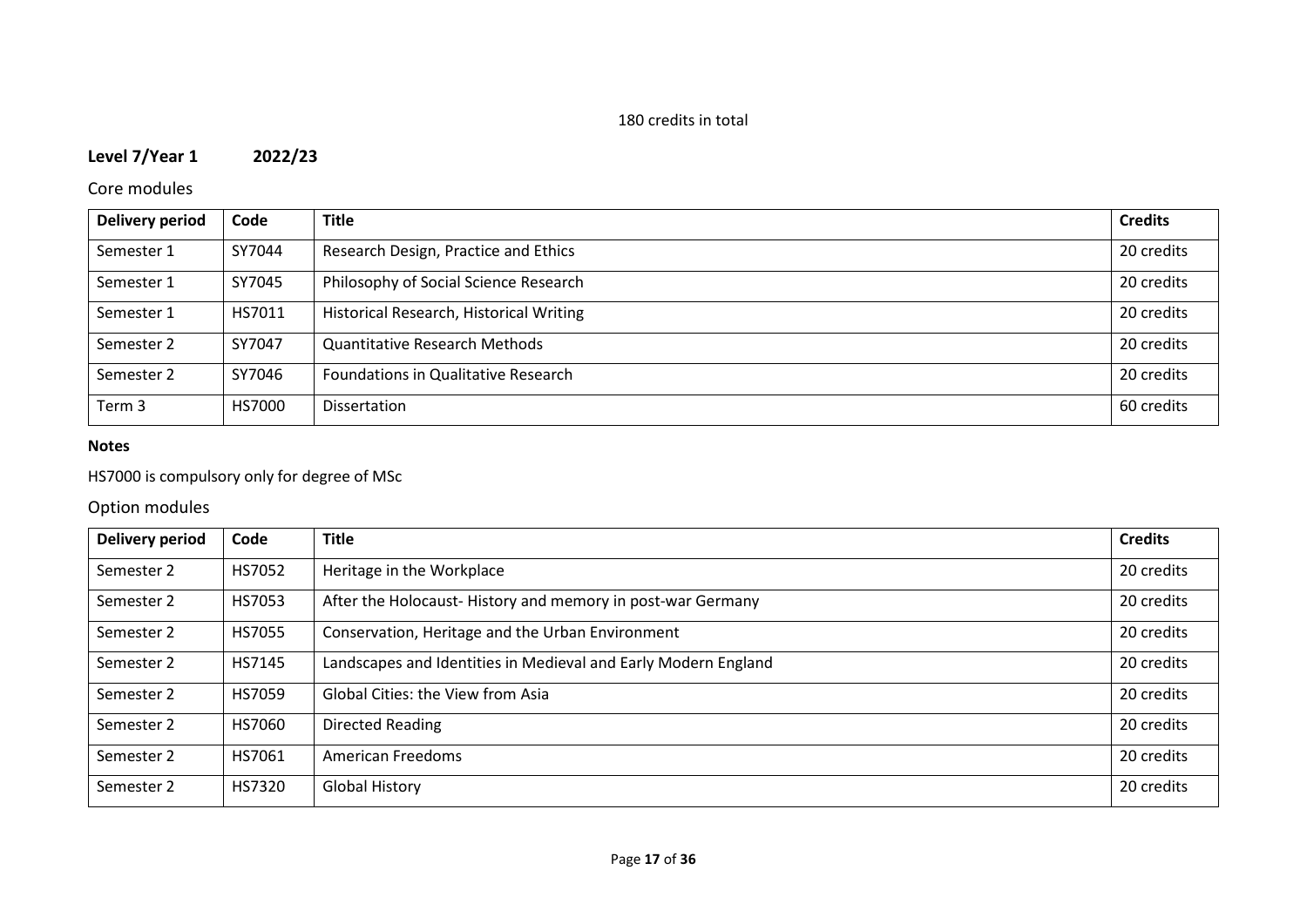180 credits in total

**Level 7/Year 1 2022/23**

Core modules

| Delivery period | Code | Title | Credits |
|---|---|---|---|
| Semester 1 | SY7044 | Research Design, Practice and Ethics | 20 credits |
| Semester 1 | SY7045 | Philosophy of Social Science Research | 20 credits |
| Semester 1 | HS7011 | Historical Research, Historical Writing | 20 credits |
| Semester 2 | SY7047 | Quantitative Research Methods | 20 credits |
| Semester 2 | SY7046 | Foundations in Qualitative Research | 20 credits |
| Term 3 | HS7000 | Dissertation | 60 credits |

**Notes**

HS7000 is compulsory only for degree of MSc

Option modules

| Delivery period | Code | Title | Credits |
|---|---|---|---|
| Semester 2 | HS7052 | Heritage in the Workplace | 20 credits |
| Semester 2 | HS7053 | After the Holocaust- History and memory in post-war Germany | 20 credits |
| Semester 2 | HS7055 | Conservation, Heritage and the Urban Environment | 20 credits |
| Semester 2 | HS7145 | Landscapes and Identities in Medieval and Early Modern England | 20 credits |
| Semester 2 | HS7059 | Global Cities: the View from Asia | 20 credits |
| Semester 2 | HS7060 | Directed Reading | 20 credits |
| Semester 2 | HS7061 | American Freedoms | 20 credits |
| Semester 2 | HS7320 | Global History | 20 credits |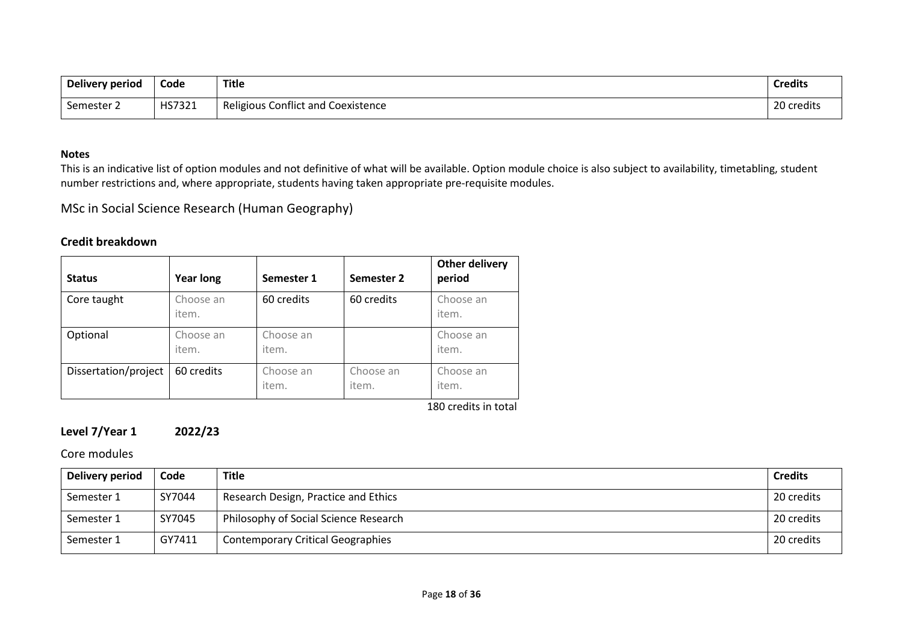| Delivery period | Code | Title | Credits |
|---|---|---|---|
| Semester 2 | HS7321 | Religious Conflict and Coexistence | 20 credits |

**Notes**

This is an indicative list of option modules and not definitive of what will be available. Option module choice is also subject to availability, timetabling, student number restrictions and, where appropriate, students having taken appropriate pre-requisite modules.

## MSc in Social Science Research (Human Geography)

### Credit breakdown

| Status | Year long | Semester 1 | Semester 2 | Other delivery period |
|---|---|---|---|---|
| Core taught | Choose an item. | 60 credits | 60 credits | Choose an item. |
| Optional | Choose an item. | Choose an item. | | Choose an item. |
| Dissertation/project | 60 credits | Choose an item. | Choose an item. | Choose an item. |

180 credits in total

### Level 7/Year 1 2022/23

Core modules

| Delivery period | Code | Title | Credits |
|---|---|---|---|
| Semester 1 | SY7044 | Research Design, Practice and Ethics | 20 credits |
| Semester 1 | SY7045 | Philosophy of Social Science Research | 20 credits |
| Semester 1 | GY7411 | Contemporary Critical Geographies | 20 credits |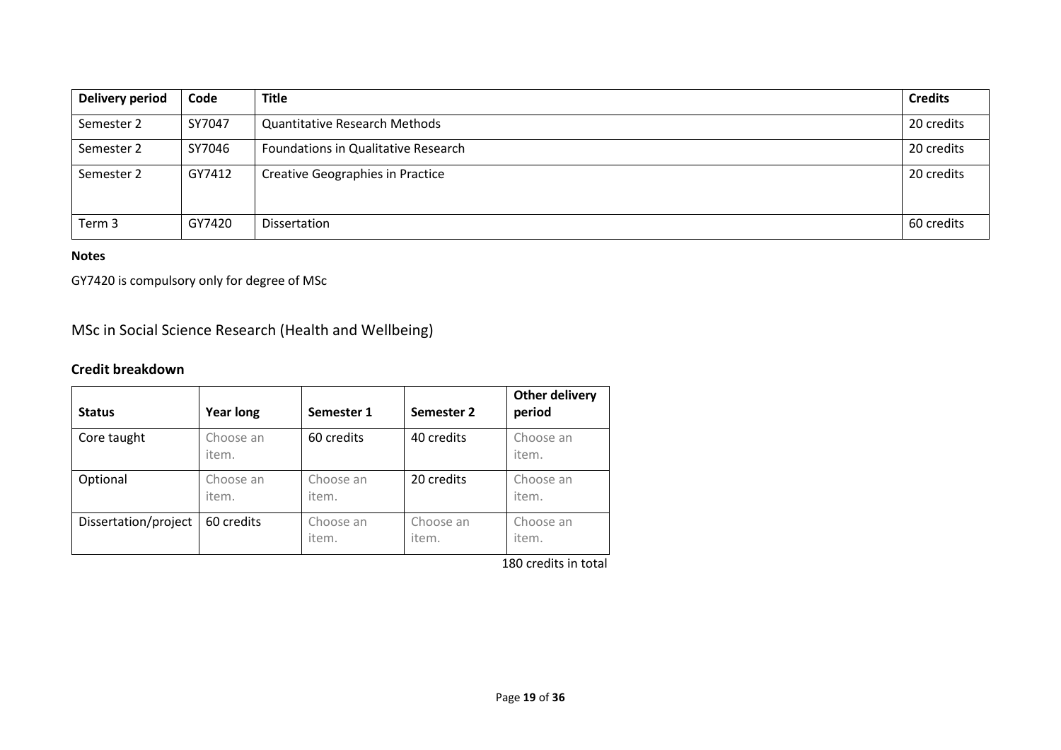| Delivery period | Code | Title | Credits |
|---|---|---|---|
| Semester 2 | SY7047 | Quantitative Research Methods | 20 credits |
| Semester 2 | SY7046 | Foundations in Qualitative Research | 20 credits |
| Semester 2 | GY7412 | Creative Geographies in Practice | 20 credits |
| Term 3 | GY7420 | Dissertation | 60 credits |

**Notes**

GY7420 is compulsory only for degree of MSc

## MSc in Social Science Research (Health and Wellbeing)

### Credit breakdown

| Status | Year long | Semester 1 | Semester 2 | Other delivery period |
|---|---|---|---|---|
| Core taught | Choose an item. | 60 credits | 40 credits | Choose an item. |
| Optional | Choose an item. | Choose an item. | 20 credits | Choose an item. |
| Dissertation/project | 60 credits | Choose an item. | Choose an item. | Choose an item. |

180 credits in total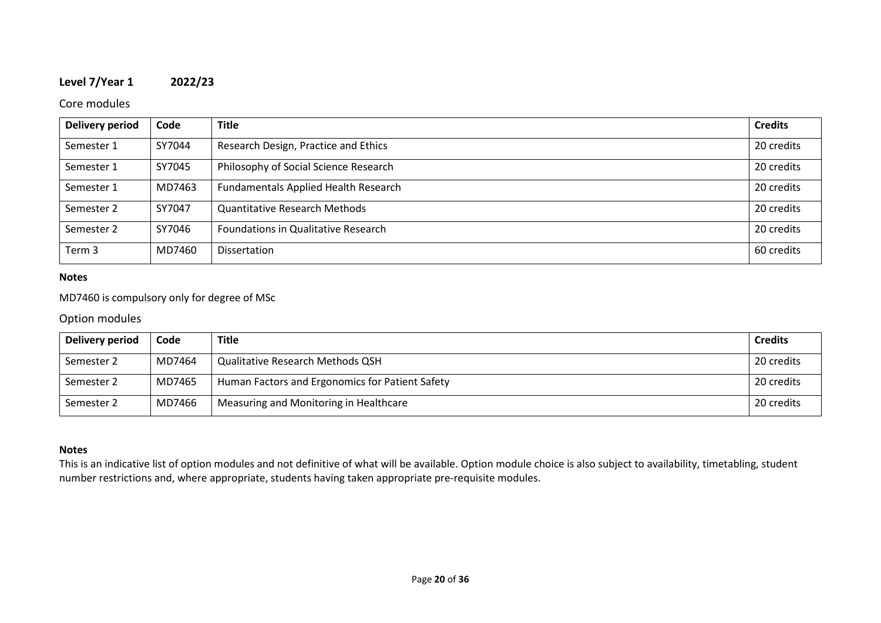**Level 7/Year 1 2022/23**

Core modules

| Delivery period | Code | Title | Credits |
|---|---|---|---|
| Semester 1 | SY7044 | Research Design, Practice and Ethics | 20 credits |
| Semester 1 | SY7045 | Philosophy of Social Science Research | 20 credits |
| Semester 1 | MD7463 | Fundamentals Applied Health Research | 20 credits |
| Semester 2 | SY7047 | Quantitative Research Methods | 20 credits |
| Semester 2 | SY7046 | Foundations in Qualitative Research | 20 credits |
| Term 3 | MD7460 | Dissertation | 60 credits |

**Notes**

MD7460 is compulsory only for degree of MSc

Option modules

| Delivery period | Code | Title | Credits |
|---|---|---|---|
| Semester 2 | MD7464 | Qualitative Research Methods QSH | 20 credits |
| Semester 2 | MD7465 | Human Factors and Ergonomics for Patient Safety | 20 credits |
| Semester 2 | MD7466 | Measuring and Monitoring in Healthcare | 20 credits |

**Notes**

This is an indicative list of option modules and not definitive of what will be available. Option module choice is also subject to availability, timetabling, student number restrictions and, where appropriate, students having taken appropriate pre-requisite modules.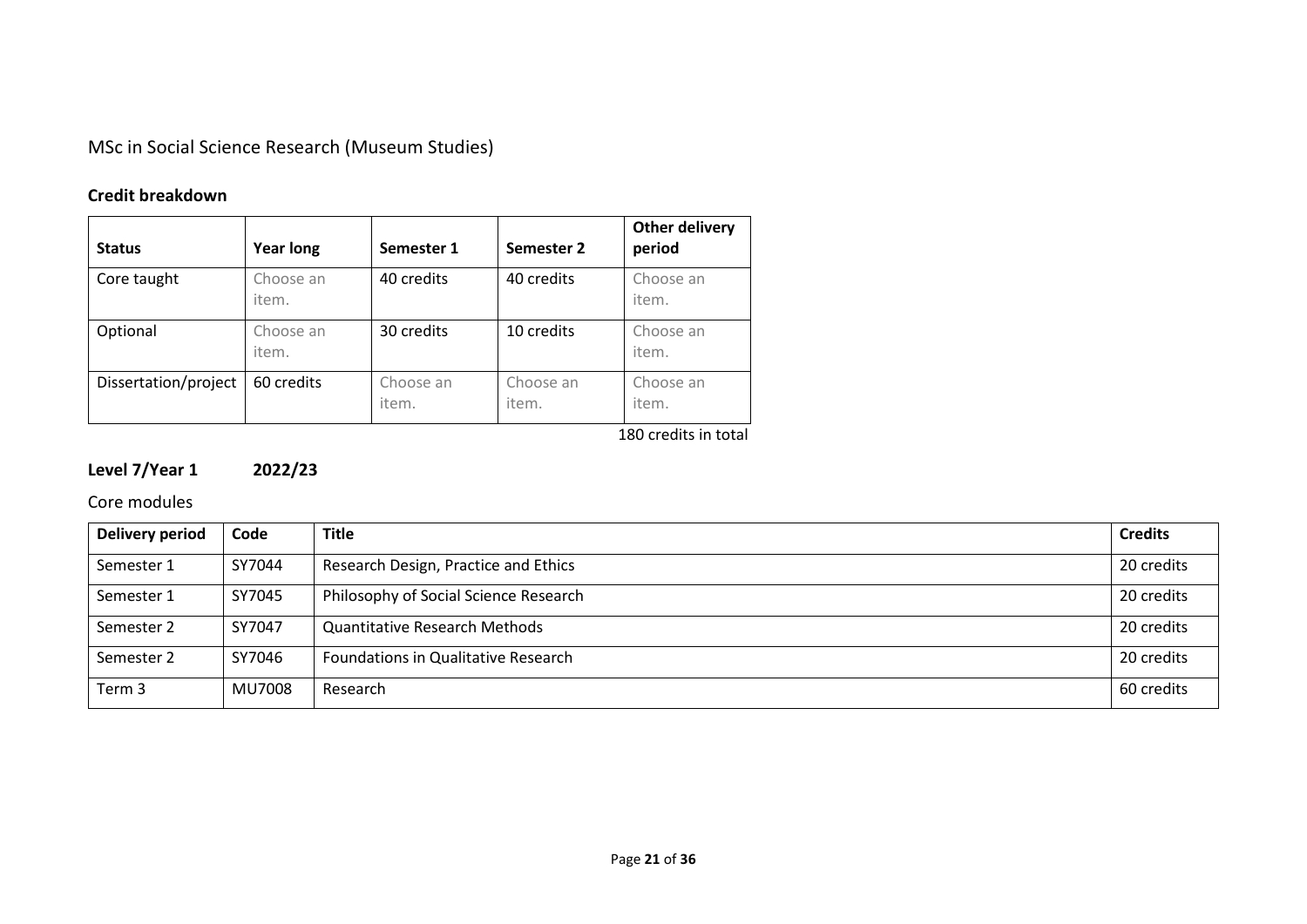MSc in Social Science Research (Museum Studies)

### Credit breakdown

| Status | Year long | Semester 1 | Semester 2 | Other delivery period |
|---|---|---|---|---|
| Core taught | Choose an item. | 40 credits | 40 credits | Choose an item. |
| Optional | Choose an item. | 30 credits | 10 credits | Choose an item. |
| Dissertation/project | 60 credits | Choose an item. | Choose an item. | Choose an item. |

180 credits in total

### Level 7/Year 1 2022/23

Core modules

| Delivery period | Code | Title | Credits |
|---|---|---|---|
| Semester 1 | SY7044 | Research Design, Practice and Ethics | 20 credits |
| Semester 1 | SY7045 | Philosophy of Social Science Research | 20 credits |
| Semester 2 | SY7047 | Quantitative Research Methods | 20 credits |
| Semester 2 | SY7046 | Foundations in Qualitative Research | 20 credits |
| Term 3 | MU7008 | Research | 60 credits |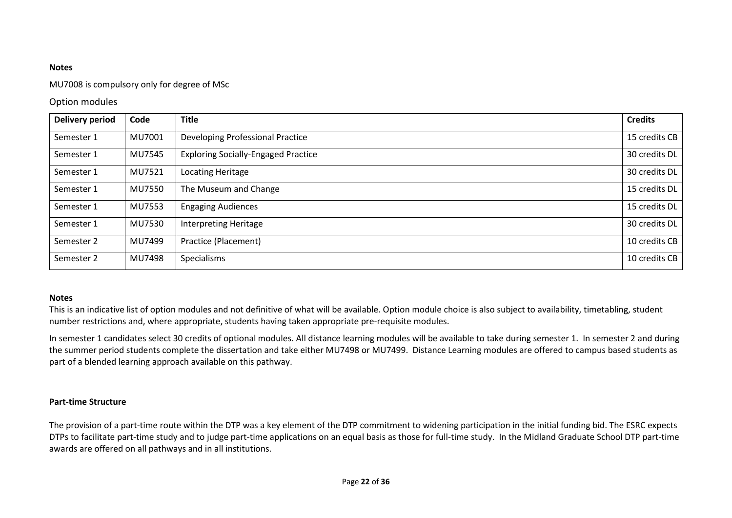**Notes**

MU7008 is compulsory only for degree of MSc

## Option modules

| Delivery period | Code | Title | Credits |
|---|---|---|---|
| Semester 1 | MU7001 | Developing Professional Practice | 15 credits CB |
| Semester 1 | MU7545 | Exploring Socially-Engaged Practice | 30 credits DL |
| Semester 1 | MU7521 | Locating Heritage | 30 credits DL |
| Semester 1 | MU7550 | The Museum and Change | 15 credits DL |
| Semester 1 | MU7553 | Engaging Audiences | 15 credits DL |
| Semester 1 | MU7530 | Interpreting Heritage | 30 credits DL |
| Semester 2 | MU7499 | Practice (Placement) | 10 credits CB |
| Semester 2 | MU7498 | Specialisms | 10 credits CB |

**Notes**

This is an indicative list of option modules and not definitive of what will be available. Option module choice is also subject to availability, timetabling, student number restrictions and, where appropriate, students having taken appropriate pre-requisite modules.

In semester 1 candidates select 30 credits of optional modules. All distance learning modules will be available to take during semester 1. In semester 2 and during the summer period students complete the dissertation and take either MU7498 or MU7499. Distance Learning modules are offered to campus based students as part of a blended learning approach available on this pathway.

**Part-time Structure**

The provision of a part-time route within the DTP was a key element of the DTP commitment to widening participation in the initial funding bid. The ESRC expects DTPs to facilitate part-time study and to judge part-time applications on an equal basis as those for full-time study. In the Midland Graduate School DTP part-time awards are offered on all pathways and in all institutions.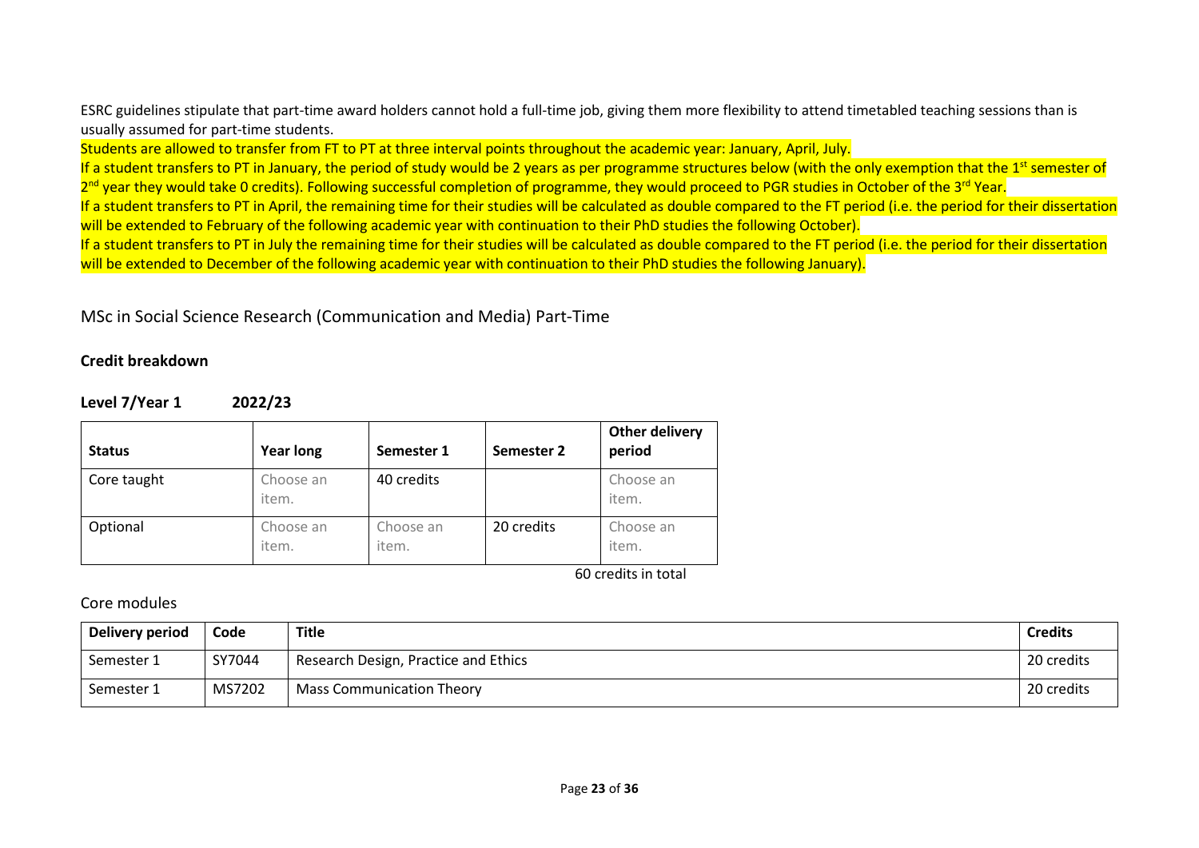ESRC guidelines stipulate that part-time award holders cannot hold a full-time job, giving them more flexibility to attend timetabled teaching sessions than is usually assumed for part-time students.

Students are allowed to transfer from FT to PT at three interval points throughout the academic year: January, April, July.

If a student transfers to PT in January, the period of study would be 2 years as per programme structures below (with the only exemption that the 1st semester of 2nd year they would take 0 credits). Following successful completion of programme, they would proceed to PGR studies in October of the 3rd Year.

If a student transfers to PT in April, the remaining time for their studies will be calculated as double compared to the FT period (i.e. the period for their dissertation will be extended to February of the following academic year with continuation to their PhD studies the following October).

If a student transfers to PT in July the remaining time for their studies will be calculated as double compared to the FT period (i.e. the period for their dissertation will be extended to December of the following academic year with continuation to their PhD studies the following January).

## MSc in Social Science Research (Communication and Media) Part-Time

### Credit breakdown

**Level 7/Year 1 2022/23**

| Status | Year long | Semester 1 | Semester 2 | Other delivery period |
|---|---|---|---|---|
| Core taught | Choose an item. | 40 credits | | Choose an item. |
| Optional | Choose an item. | Choose an item. | 20 credits | Choose an item. |

60 credits in total

Core modules

| Delivery period | Code | Title | Credits |
|---|---|---|---|
| Semester 1 | SY7044 | Research Design, Practice and Ethics | 20 credits |
| Semester 1 | MS7202 | Mass Communication Theory | 20 credits |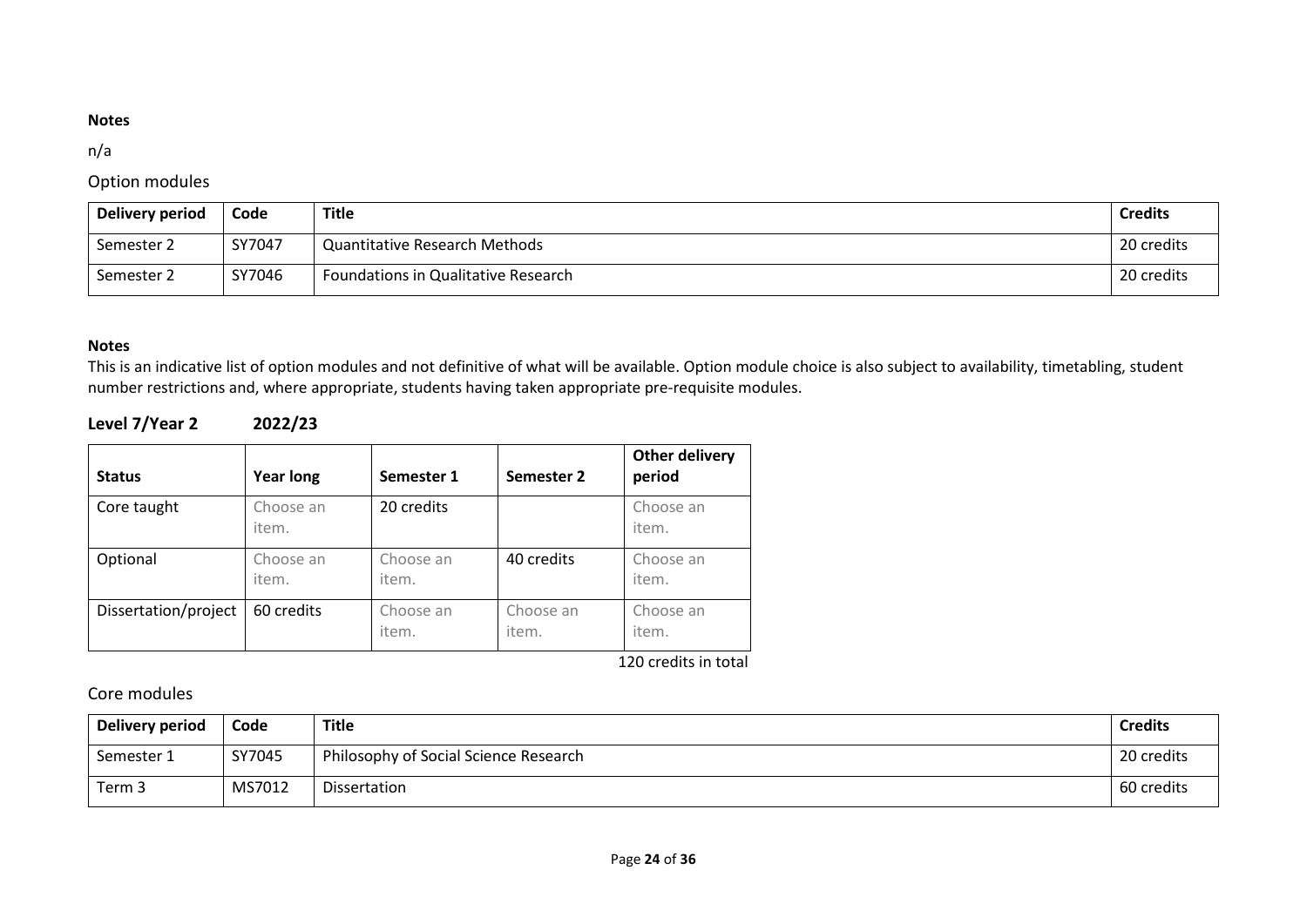**Notes**

n/a

Option modules

| Delivery period | Code | Title | Credits |
|---|---|---|---|
| Semester 2 | SY7047 | Quantitative Research Methods | 20 credits |
| Semester 2 | SY7046 | Foundations in Qualitative Research | 20 credits |

**Notes**

This is an indicative list of option modules and not definitive of what will be available. Option module choice is also subject to availability, timetabling, student number restrictions and, where appropriate, students having taken appropriate pre-requisite modules.

## Level 7/Year 2 2022/23

| Status | Year long | Semester 1 | Semester 2 | Other delivery period |
|---|---|---|---|---|
| Core taught | Choose an item. | 20 credits | | Choose an item. |
| Optional | Choose an item. | Choose an item. | 40 credits | Choose an item. |
| Dissertation/project | 60 credits | Choose an item. | Choose an item. | Choose an item. |

120 credits in total

Core modules

| Delivery period | Code | Title | Credits |
|---|---|---|---|
| Semester 1 | SY7045 | Philosophy of Social Science Research | 20 credits |
| Term 3 | MS7012 | Dissertation | 60 credits |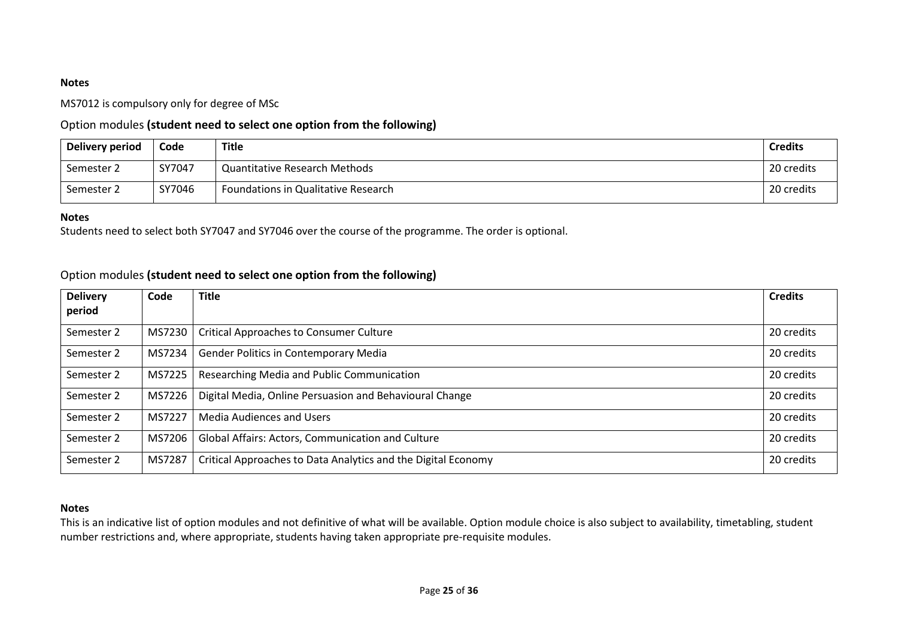**Notes**

MS7012 is compulsory only for degree of MSc

Option modules **(student need to select one option from the following)**

| Delivery period | Code | Title | Credits |
| --- | --- | --- | --- |
| Semester 2 | SY7047 | Quantitative Research Methods | 20 credits |
| Semester 2 | SY7046 | Foundations in Qualitative Research | 20 credits |

**Notes**

Students need to select both SY7047 and SY7046 over the course of the programme. The order is optional.

Option modules **(student need to select one option from the following)**

| Delivery period | Code | Title | Credits |
| --- | --- | --- | --- |
| Semester 2 | MS7230 | Critical Approaches to Consumer Culture | 20 credits |
| Semester 2 | MS7234 | Gender Politics in Contemporary Media | 20 credits |
| Semester 2 | MS7225 | Researching Media and Public Communication | 20 credits |
| Semester 2 | MS7226 | Digital Media, Online Persuasion and Behavioural Change | 20 credits |
| Semester 2 | MS7227 | Media Audiences and Users | 20 credits |
| Semester 2 | MS7206 | Global Affairs: Actors, Communication and Culture | 20 credits |
| Semester 2 | MS7287 | Critical Approaches to Data Analytics and the Digital Economy | 20 credits |

**Notes**

This is an indicative list of option modules and not definitive of what will be available. Option module choice is also subject to availability, timetabling, student number restrictions and, where appropriate, students having taken appropriate pre-requisite modules.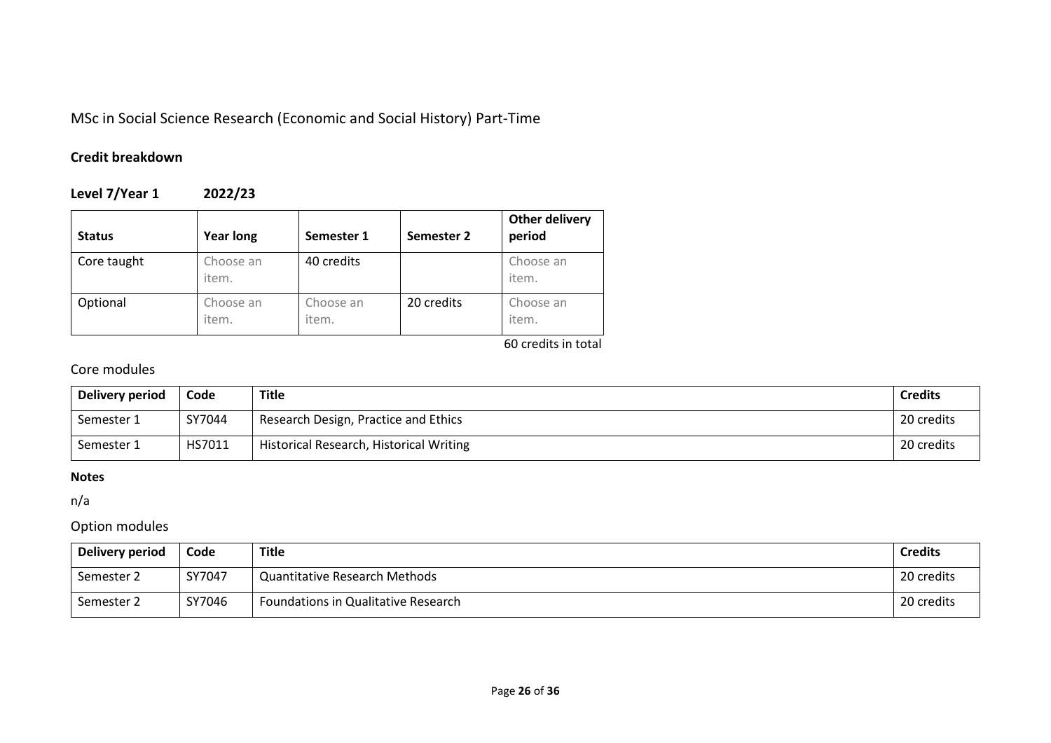## MSc in Social Science Research (Economic and Social History) Part-Time

**Credit breakdown**

**Level 7/Year 1 2022/23**

| Status | Year long | Semester 1 | Semester 2 | Other delivery period |
|---|---|---|---|---|
| Core taught | Choose an item. | 40 credits | | Choose an item. |
| Optional | Choose an item. | Choose an item. | 20 credits | Choose an item. |

60 credits in total

### Core modules

| Delivery period | Code | Title | Credits |
|---|---|---|---|
| Semester 1 | SY7044 | Research Design, Practice and Ethics | 20 credits |
| Semester 1 | HS7011 | Historical Research, Historical Writing | 20 credits |

**Notes**

n/a

### Option modules

| Delivery period | Code | Title | Credits |
|---|---|---|---|
| Semester 2 | SY7047 | Quantitative Research Methods | 20 credits |
| Semester 2 | SY7046 | Foundations in Qualitative Research | 20 credits |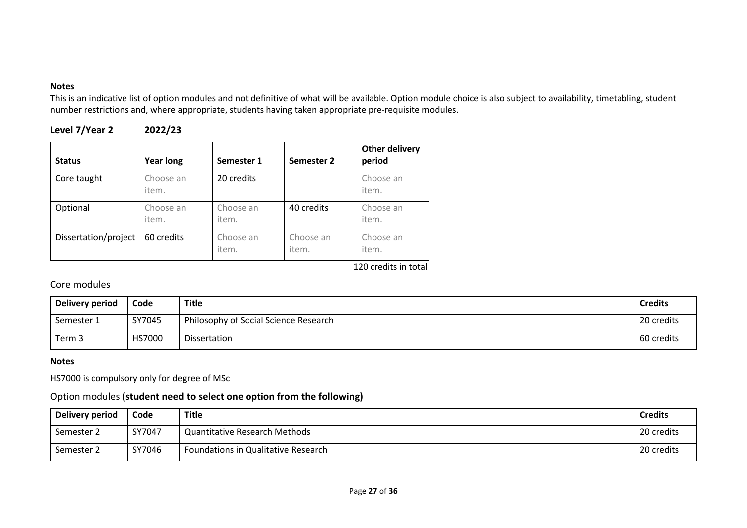**Notes**

This is an indicative list of option modules and not definitive of what will be available. Option module choice is also subject to availability, timetabling, student number restrictions and, where appropriate, students having taken appropriate pre-requisite modules.

### Level 7/Year 2 2022/23

| Status | Year long | Semester 1 | Semester 2 | Other delivery period |
|---|---|---|---|---|
| Core taught | Choose an item. | 20 credits | | Choose an item. |
| Optional | Choose an item. | Choose an item. | 40 credits | Choose an item. |
| Dissertation/project | 60 credits | Choose an item. | Choose an item. | Choose an item. |

120 credits in total

## Core modules

| Delivery period | Code | Title | Credits |
|---|---|---|---|
| Semester 1 | SY7045 | Philosophy of Social Science Research | 20 credits |
| Term 3 | HS7000 | Dissertation | 60 credits |

**Notes**

HS7000 is compulsory only for degree of MSc

## Option modules **(student need to select one option from the following)**

| Delivery period | Code | Title | Credits |
|---|---|---|---|
| Semester 2 | SY7047 | Quantitative Research Methods | 20 credits |
| Semester 2 | SY7046 | Foundations in Qualitative Research | 20 credits |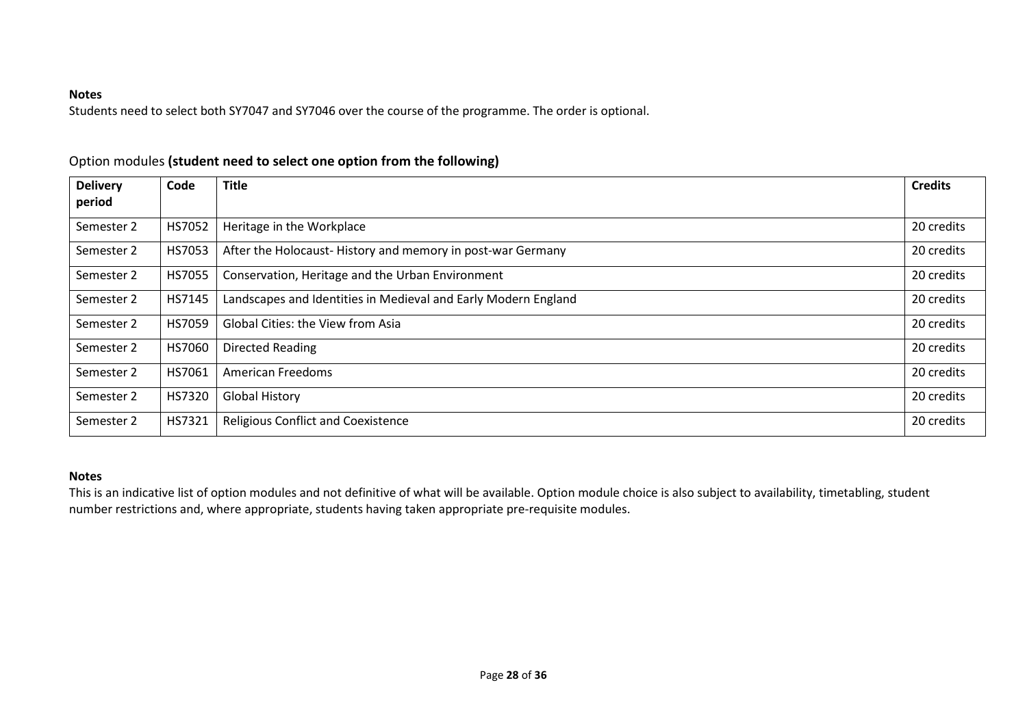**Notes**

Students need to select both SY7047 and SY7046 over the course of the programme. The order is optional.

Option modules **(student need to select one option from the following)**

| Delivery period | Code | Title | Credits |
|---|---|---|---|
| Semester 2 | HS7052 | Heritage in the Workplace | 20 credits |
| Semester 2 | HS7053 | After the Holocaust- History and memory in post-war Germany | 20 credits |
| Semester 2 | HS7055 | Conservation, Heritage and the Urban Environment | 20 credits |
| Semester 2 | HS7145 | Landscapes and Identities in Medieval and Early Modern England | 20 credits |
| Semester 2 | HS7059 | Global Cities: the View from Asia | 20 credits |
| Semester 2 | HS7060 | Directed Reading | 20 credits |
| Semester 2 | HS7061 | American Freedoms | 20 credits |
| Semester 2 | HS7320 | Global History | 20 credits |
| Semester 2 | HS7321 | Religious Conflict and Coexistence | 20 credits |

**Notes**

This is an indicative list of option modules and not definitive of what will be available. Option module choice is also subject to availability, timetabling, student number restrictions and, where appropriate, students having taken appropriate pre-requisite modules.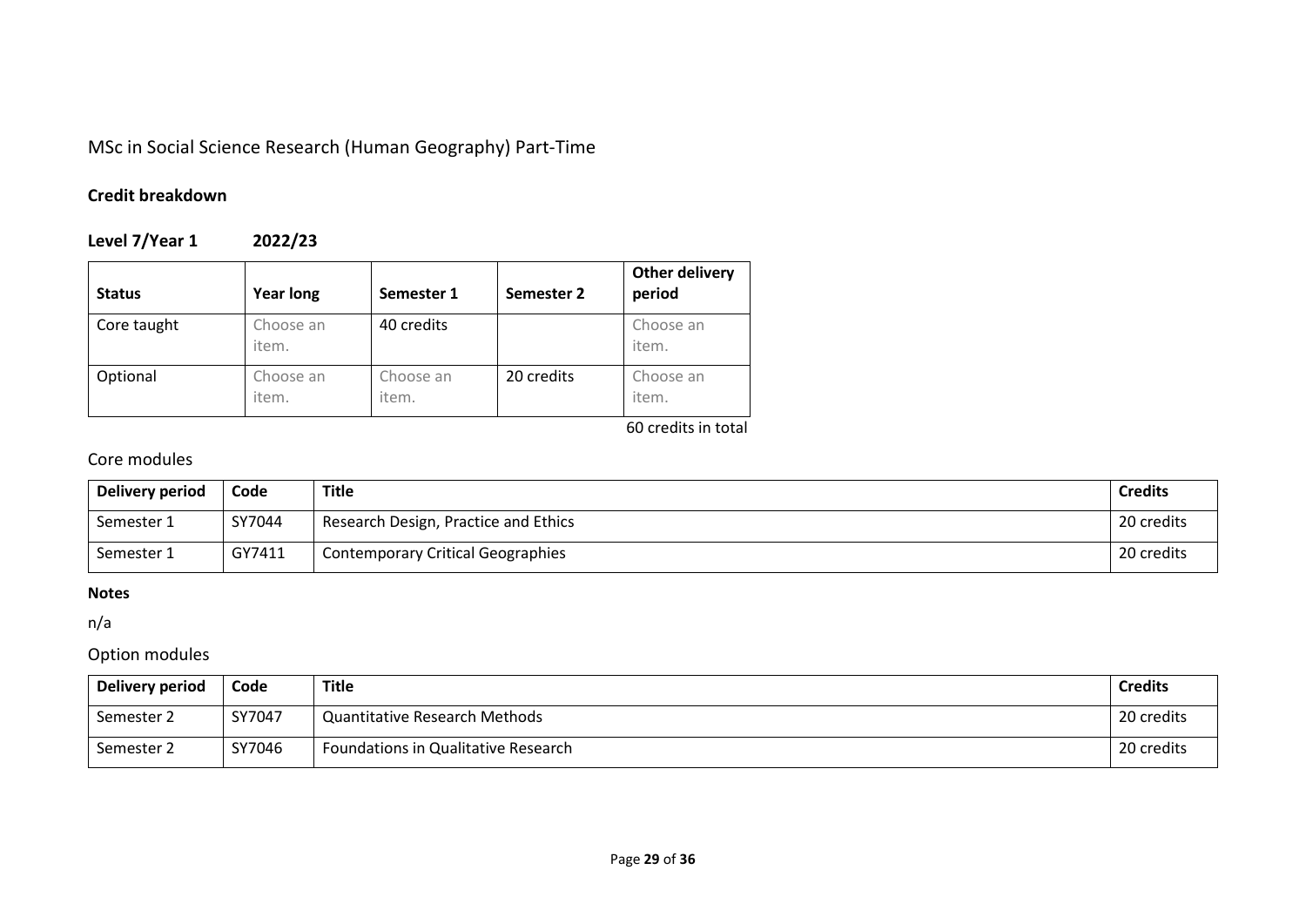## MSc in Social Science Research (Human Geography) Part-Time

### Credit breakdown

**Level 7/Year 1 2022/23**

| **Status** | **Year long** | **Semester 1** | **Semester 2** | **Other delivery period** |
|---|---|---|---|---|
| Core taught | Choose an item. | 40 credits | | Choose an item. |
| Optional | Choose an item. | Choose an item. | 20 credits | Choose an item. |

60 credits in total

### Core modules

| **Delivery period** | **Code** | **Title** | **Credits** |
|---|---|---|---|
| Semester 1 | SY7044 | Research Design, Practice and Ethics | 20 credits |
| Semester 1 | GY7411 | Contemporary Critical Geographies | 20 credits |

**Notes**

n/a

### Option modules

| **Delivery period** | **Code** | **Title** | **Credits** |
|---|---|---|---|
| Semester 2 | SY7047 | Quantitative Research Methods | 20 credits |
| Semester 2 | SY7046 | Foundations in Qualitative Research | 20 credits |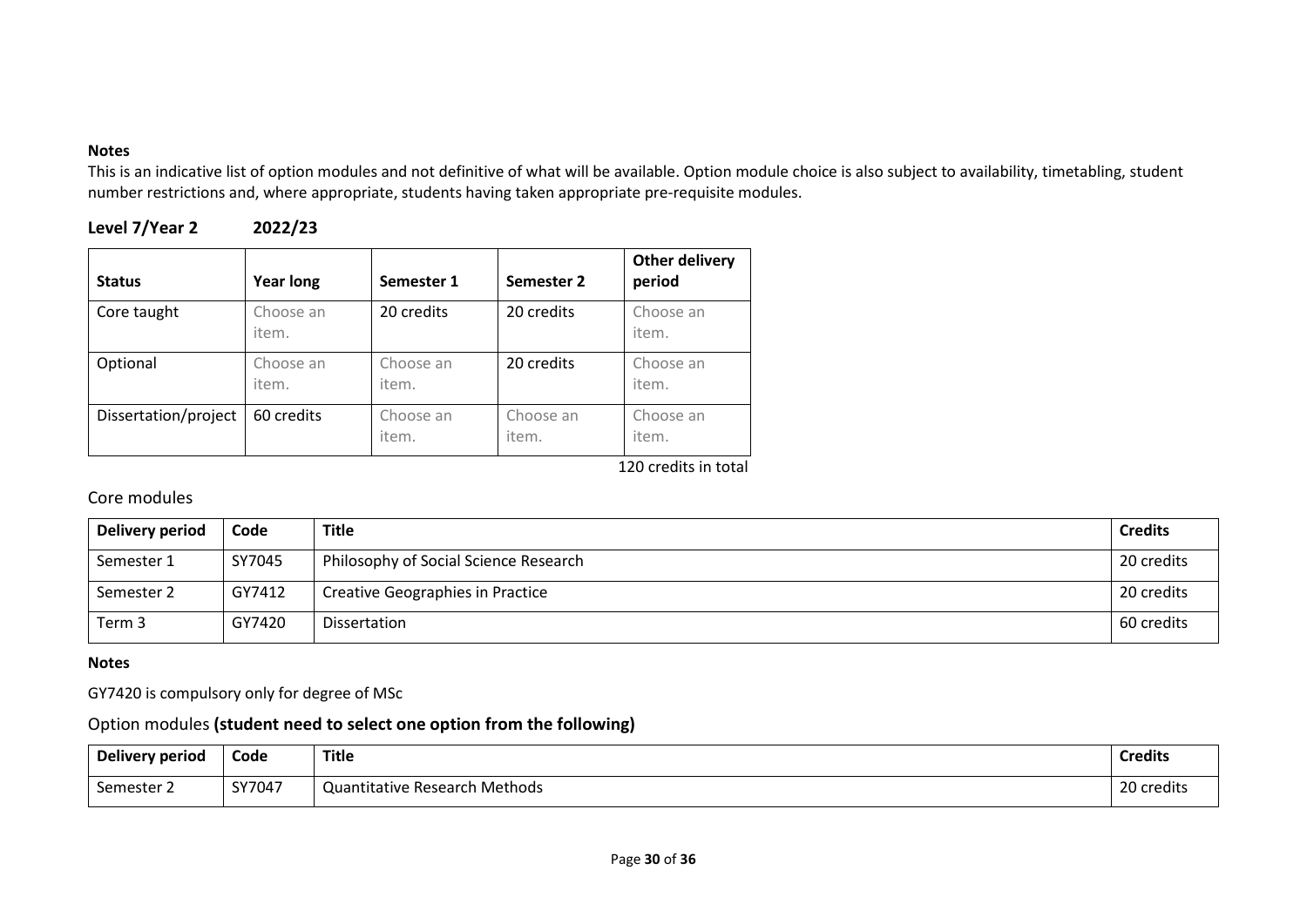**Notes**

This is an indicative list of option modules and not definitive of what will be available. Option module choice is also subject to availability, timetabling, student number restrictions and, where appropriate, students having taken appropriate pre-requisite modules.

### Level 7/Year 2 2022/23

| Status | Year long | Semester 1 | Semester 2 | Other delivery period |
|---|---|---|---|---|
| Core taught | Choose an item. | 20 credits | 20 credits | Choose an item. |
| Optional | Choose an item. | Choose an item. | 20 credits | Choose an item. |
| Dissertation/project | 60 credits | Choose an item. | Choose an item. | Choose an item. |

120 credits in total

## Core modules

| Delivery period | Code | Title | Credits |
|---|---|---|---|
| Semester 1 | SY7045 | Philosophy of Social Science Research | 20 credits |
| Semester 2 | GY7412 | Creative Geographies in Practice | 20 credits |
| Term 3 | GY7420 | Dissertation | 60 credits |

**Notes**

GY7420 is compulsory only for degree of MSc

## Option modules **(student need to select one option from the following)**

| Delivery period | Code | Title | Credits |
|---|---|---|---|
| Semester 2 | SY7047 | Quantitative Research Methods | 20 credits |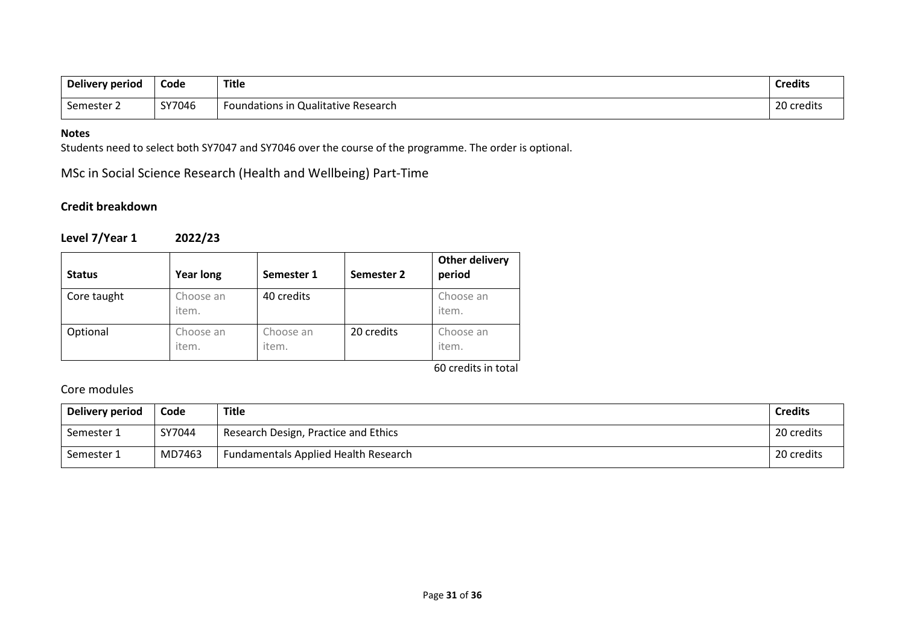| Delivery period | Code | Title | Credits |
|---|---|---|---|
| Semester 2 | SY7046 | Foundations in Qualitative Research | 20 credits |

**Notes**

Students need to select both SY7047 and SY7046 over the course of the programme. The order is optional.

## MSc in Social Science Research (Health and Wellbeing) Part-Time

### Credit breakdown

**Level 7/Year 1 2022/23**

| Status | Year long | Semester 1 | Semester 2 | Other delivery period |
|---|---|---|---|---|
| Core taught | Choose an item. | 40 credits | | Choose an item. |
| Optional | Choose an item. | Choose an item. | 20 credits | Choose an item. |

60 credits in total

### Core modules

| Delivery period | Code | Title | Credits |
|---|---|---|---|
| Semester 1 | SY7044 | Research Design, Practice and Ethics | 20 credits |
| Semester 1 | MD7463 | Fundamentals Applied Health Research | 20 credits |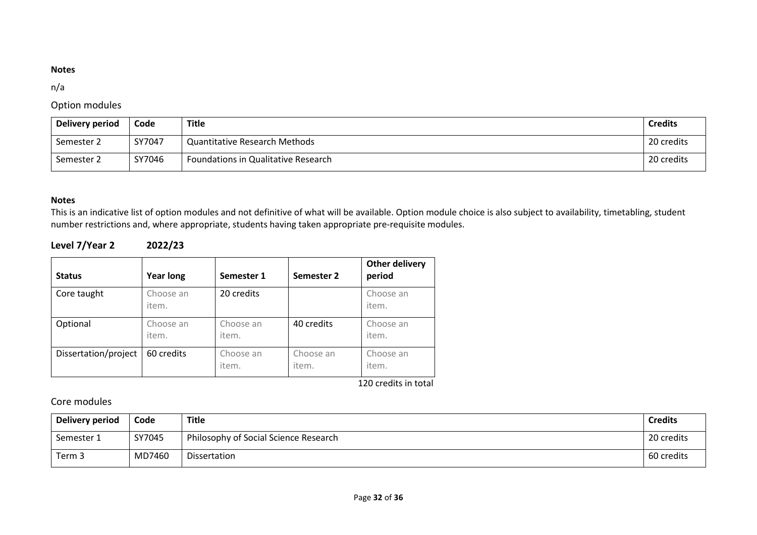**Notes**

n/a

## Option modules

| Delivery period | Code | Title | Credits |
|---|---|---|---|
| Semester 2 | SY7047 | Quantitative Research Methods | 20 credits |
| Semester 2 | SY7046 | Foundations in Qualitative Research | 20 credits |

**Notes**

This is an indicative list of option modules and not definitive of what will be available. Option module choice is also subject to availability, timetabling, student number restrictions and, where appropriate, students having taken appropriate pre-requisite modules.

### Level 7/Year 2 2022/23

| Status | Year long | Semester 1 | Semester 2 | Other delivery period |
|---|---|---|---|---|
| Core taught | Choose an item. | 20 credits | | Choose an item. |
| Optional | Choose an item. | Choose an item. | 40 credits | Choose an item. |
| Dissertation/project | 60 credits | Choose an item. | Choose an item. | Choose an item. |

120 credits in total

## Core modules

| Delivery period | Code | Title | Credits |
|---|---|---|---|
| Semester 1 | SY7045 | Philosophy of Social Science Research | 20 credits |
| Term 3 | MD7460 | Dissertation | 60 credits |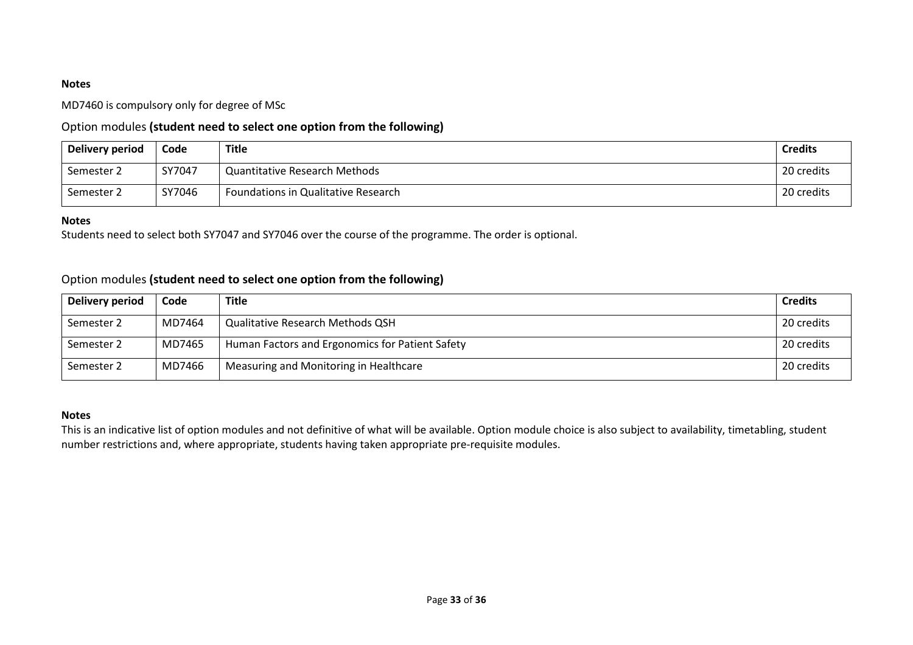**Notes**

MD7460 is compulsory only for degree of MSc

### Option modules **(student need to select one option from the following)**

| Delivery period | Code | Title | Credits |
|---|---|---|---|
| Semester 2 | SY7047 | Quantitative Research Methods | 20 credits |
| Semester 2 | SY7046 | Foundations in Qualitative Research | 20 credits |

**Notes**

Students need to select both SY7047 and SY7046 over the course of the programme. The order is optional.

### Option modules **(student need to select one option from the following)**

| Delivery period | Code | Title | Credits |
|---|---|---|---|
| Semester 2 | MD7464 | Qualitative Research Methods QSH | 20 credits |
| Semester 2 | MD7465 | Human Factors and Ergonomics for Patient Safety | 20 credits |
| Semester 2 | MD7466 | Measuring and Monitoring in Healthcare | 20 credits |

**Notes**

This is an indicative list of option modules and not definitive of what will be available. Option module choice is also subject to availability, timetabling, student number restrictions and, where appropriate, students having taken appropriate pre-requisite modules.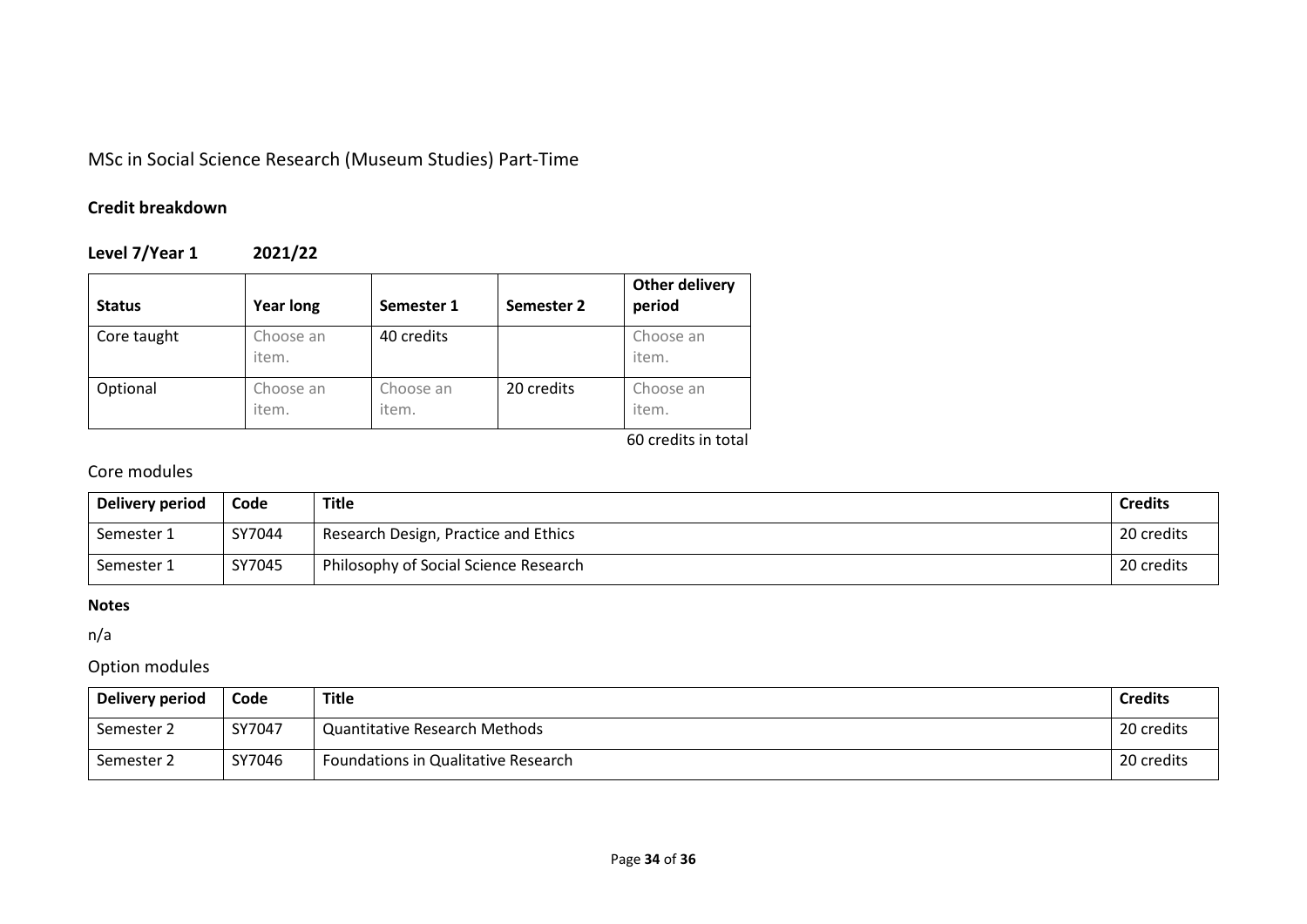MSc in Social Science Research (Museum Studies) Part-Time

**Credit breakdown**

**Level 7/Year 1 2021/22**

| **Status** | **Year long** | **Semester 1** | **Semester 2** | **Other delivery period** |
|---|---|---|---|---|
| Core taught | Choose an item. | 40 credits | | Choose an item. |
| Optional | Choose an item. | Choose an item. | 20 credits | Choose an item. |

60 credits in total

## Core modules

| **Delivery period** | **Code** | **Title** | **Credits** |
|---|---|---|---|
| Semester 1 | SY7044 | Research Design, Practice and Ethics | 20 credits |
| Semester 1 | SY7045 | Philosophy of Social Science Research | 20 credits |

**Notes**

n/a

## Option modules

| **Delivery period** | **Code** | **Title** | **Credits** |
|---|---|---|---|
| Semester 2 | SY7047 | Quantitative Research Methods | 20 credits |
| Semester 2 | SY7046 | Foundations in Qualitative Research | 20 credits |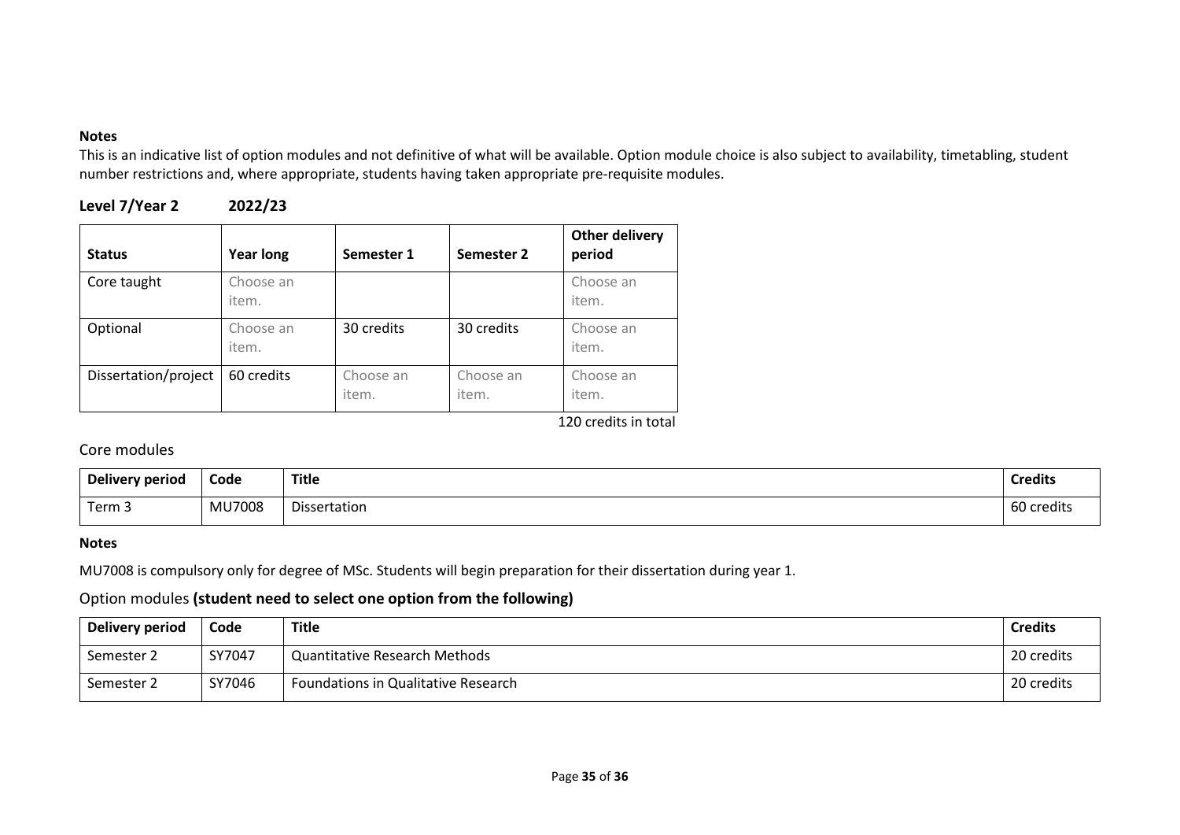**Notes**

This is an indicative list of option modules and not definitive of what will be available. Option module choice is also subject to availability, timetabling, student number restrictions and, where appropriate, students having taken appropriate pre-requisite modules.

### Level 7/Year 2 2022/23

| Status | Year long | Semester 1 | Semester 2 | Other delivery period |
|---|---|---|---|---|
| Core taught | Choose an item. | | | Choose an item. |
| Optional | Choose an item. | 30 credits | 30 credits | Choose an item. |
| Dissertation/project | 60 credits | Choose an item. | Choose an item. | Choose an item. |

120 credits in total

## Core modules

| Delivery period | Code | Title | Credits |
|---|---|---|---|
| Term 3 | MU7008 | Dissertation | 60 credits |

**Notes**

MU7008 is compulsory only for degree of MSc. Students will begin preparation for their dissertation during year 1.

## Option modules **(student need to select one option from the following)**

| Delivery period | Code | Title | Credits |
|---|---|---|---|
| Semester 2 | SY7047 | Quantitative Research Methods | 20 credits |
| Semester 2 | SY7046 | Foundations in Qualitative Research | 20 credits |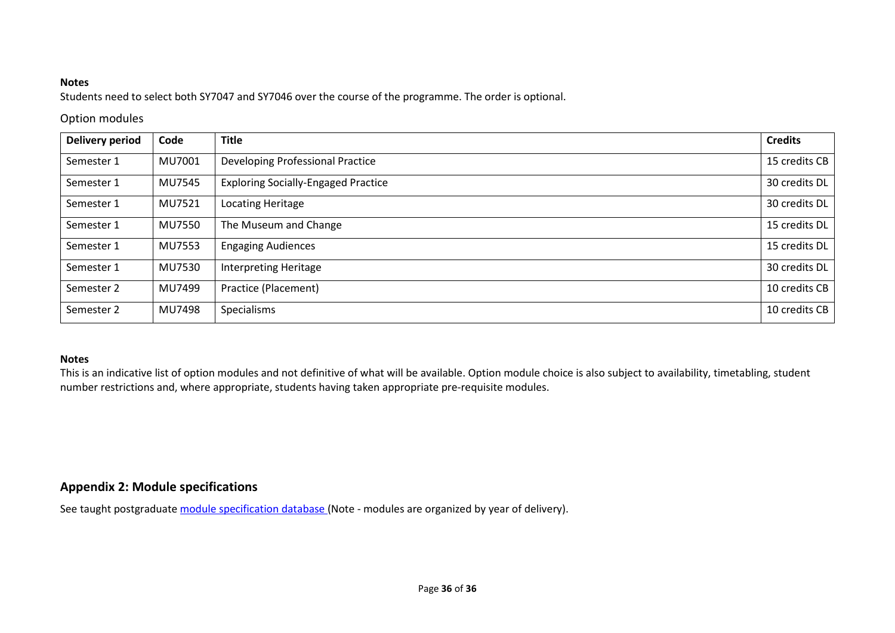**Notes**

Students need to select both SY7047 and SY7046 over the course of the programme. The order is optional.

Option modules

| Delivery period | Code | Title | Credits |
|---|---|---|---|
| Semester 1 | MU7001 | Developing Professional Practice | 15 credits CB |
| Semester 1 | MU7545 | Exploring Socially-Engaged Practice | 30 credits DL |
| Semester 1 | MU7521 | Locating Heritage | 30 credits DL |
| Semester 1 | MU7550 | The Museum and Change | 15 credits DL |
| Semester 1 | MU7553 | Engaging Audiences | 15 credits DL |
| Semester 1 | MU7530 | Interpreting Heritage | 30 credits DL |
| Semester 2 | MU7499 | Practice (Placement) | 10 credits CB |
| Semester 2 | MU7498 | Specialisms | 10 credits CB |

**Notes**

This is an indicative list of option modules and not definitive of what will be available. Option module choice is also subject to availability, timetabling, student number restrictions and, where appropriate, students having taken appropriate pre-requisite modules.

## Appendix 2: Module specifications

See taught postgraduate module specification database (Note - modules are organized by year of delivery).